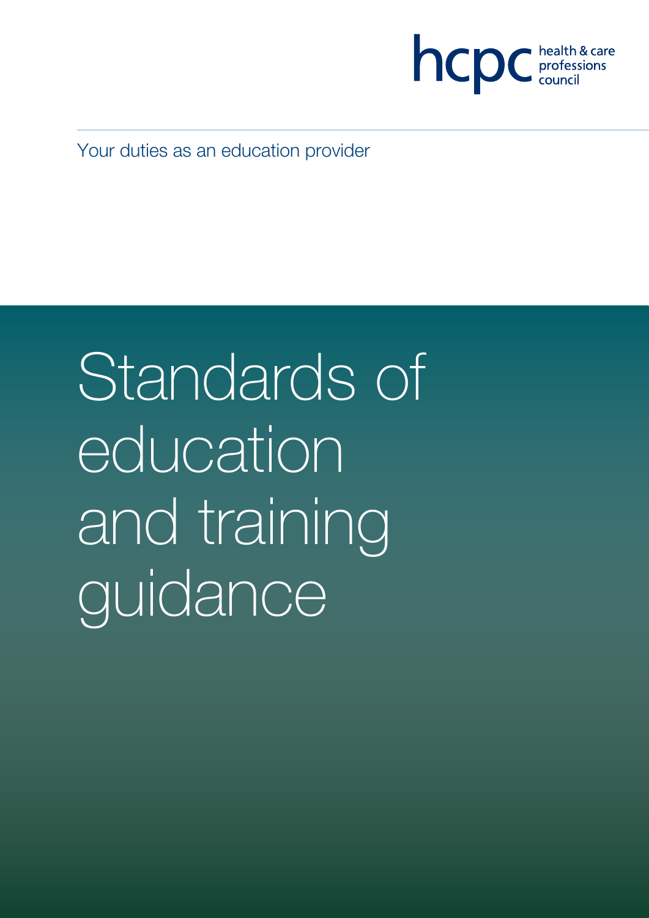hcpc health & care professions council

Your duties as an education provider

# Standards of education and training guidance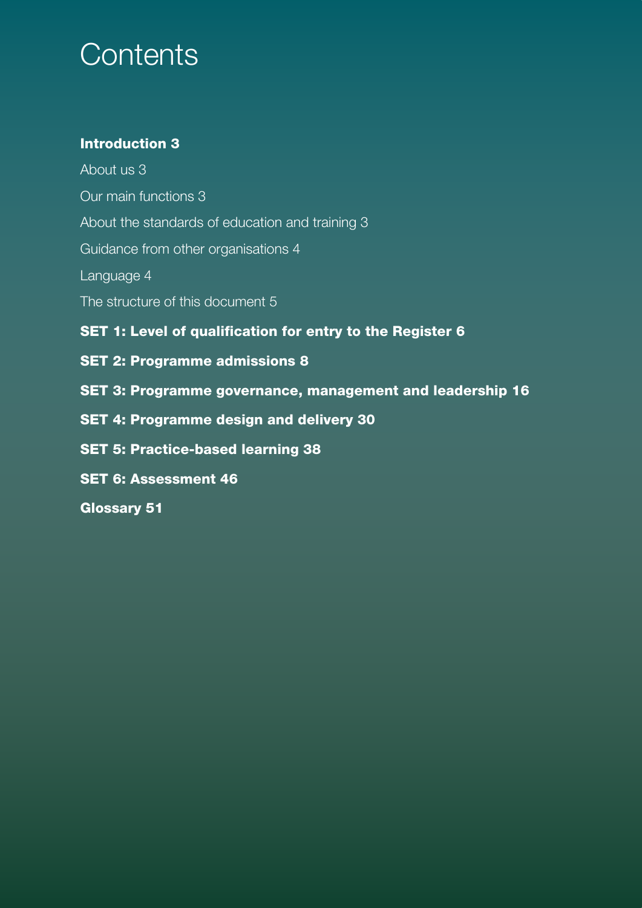# Contents

**Introduction 3**

About us 3

Our main functions 3

About the standards of education and training 3

Guidance from other organisations 4

Language 4

The structure of this document 5

**SET 1: Level of qualification for entry to the Register 6**

**SET 2: Programme admissions 8**

**SET 3: Programme governance, management and leadership 16**

**SET 4: Programme design and delivery 30**

**SET 5: Practice-based learning 38**

**SET 6: Assessment 46**

**Glossary 51**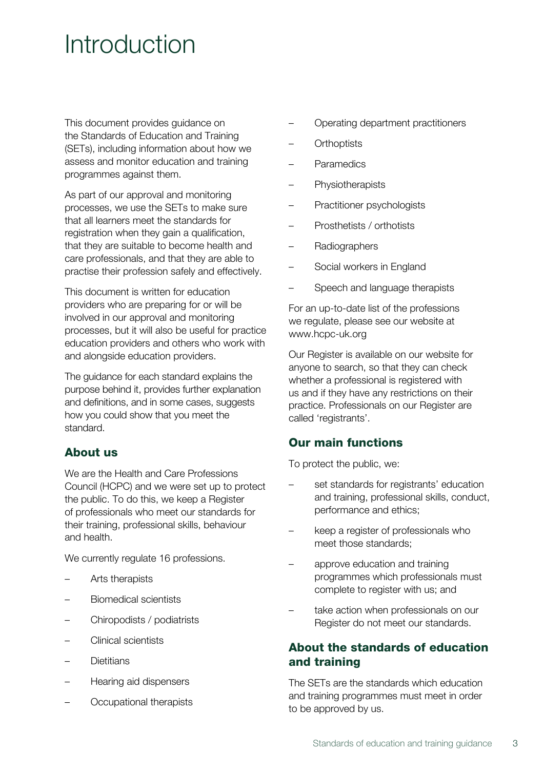# Introduction

This document provides guidance on the Standards of Education and Training (SETs), including information about how we assess and monitor education and training programmes against them.

As part of our approval and monitoring processes, we use the SETs to make sure that all learners meet the standards for registration when they gain a qualification, that they are suitable to become health and care professionals, and that they are able to practise their profession safely and effectively.

This document is written for education providers who are preparing for or will be involved in our approval and monitoring processes, but it will also be useful for practice education providers and others who work with and alongside education providers.

The guidance for each standard explains the purpose behind it, provides further explanation and definitions, and in some cases, suggests how you could show that you meet the standard.

## About us

We are the Health and Care Professions Council (HCPC) and we were set up to protect the public. To do this, we keep a Register of professionals who meet our standards for their training, professional skills, behaviour and health.

We currently regulate 16 professions.

- Arts therapists
- Biomedical scientists
- Chiropodists / podiatrists
- Clinical scientists
- Dietitians
- Hearing aid dispensers
- Occupational therapists
- Operating department practitioners
- Orthoptists
- Paramedics
- Physiotherapists
- Practitioner psychologists
- Prosthetists / orthotists
- Radiographers
- Social workers in England
- Speech and language therapists

For an up-to-date list of the professions we regulate, please see our website at www.hcpc-uk.org

Our Register is available on our website for anyone to search, so that they can check whether a professional is registered with us and if they have any restrictions on their practice. Professionals on our Register are called 'registrants'.

## Our main functions

To protect the public, we:

- set standards for registrants' education and training, professional skills, conduct, performance and ethics;
- keep a register of professionals who meet those standards;
- approve education and training programmes which professionals must complete to register with us; and
- take action when professionals on our Register do not meet our standards.

## About the standards of education and training

The SETs are the standards which education and training programmes must meet in order to be approved by us.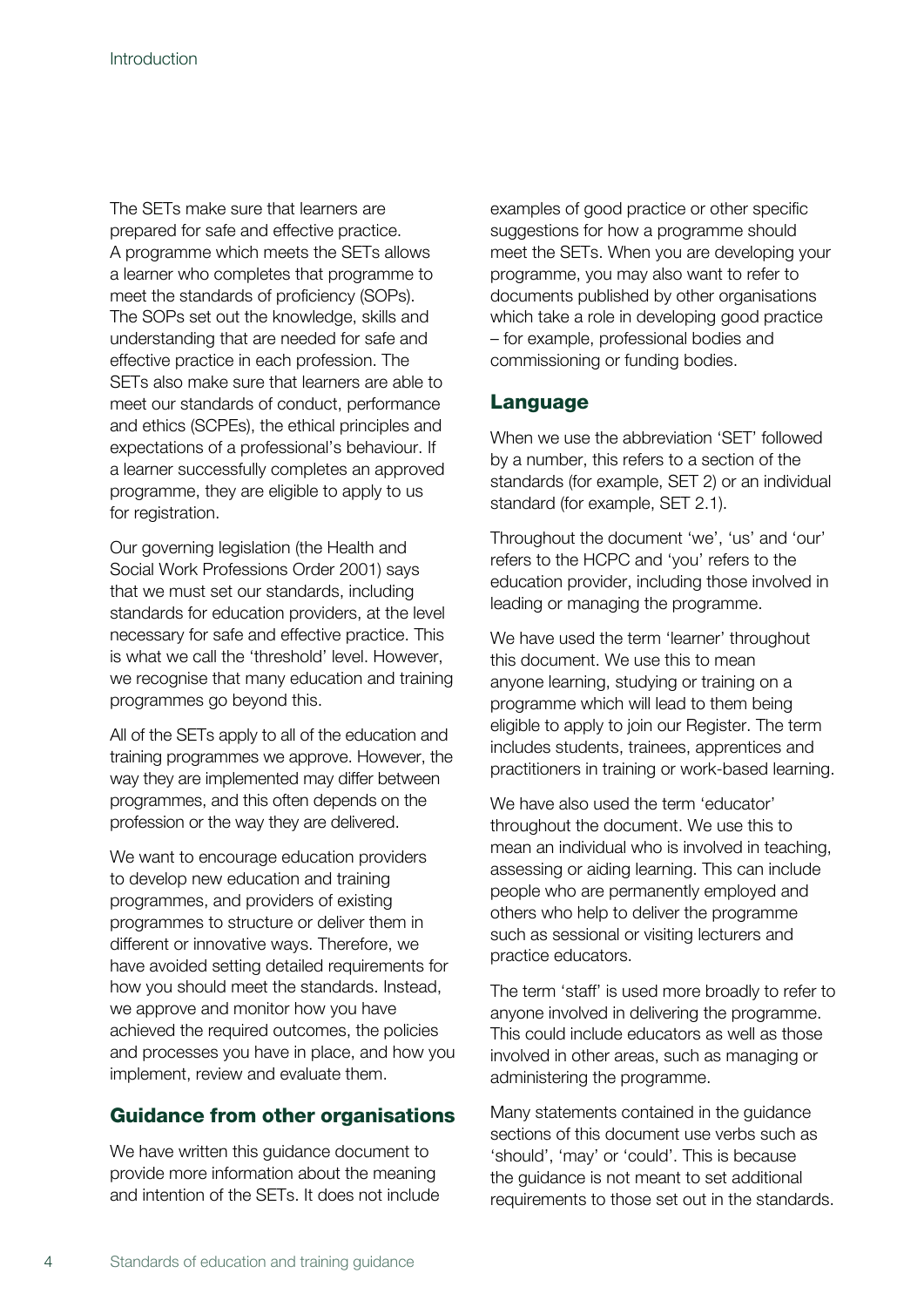The SETs make sure that learners are prepared for safe and effective practice. A programme which meets the SETs allows a learner who completes that programme to meet the standards of proficiency (SOPs). The SOPs set out the knowledge, skills and understanding that are needed for safe and effective practice in each profession. The SETs also make sure that learners are able to meet our standards of conduct, performance and ethics (SCPEs), the ethical principles and expectations of a professional's behaviour. If a learner successfully completes an approved programme, they are eligible to apply to us for registration.

Our governing legislation (the Health and Social Work Professions Order 2001) says that we must set our standards, including standards for education providers, at the level necessary for safe and effective practice. This is what we call the 'threshold' level. However, we recognise that many education and training programmes go beyond this.

All of the SETs apply to all of the education and training programmes we approve. However, the way they are implemented may differ between programmes, and this often depends on the profession or the way they are delivered.

We want to encourage education providers to develop new education and training programmes, and providers of existing programmes to structure or deliver them in different or innovative ways. Therefore, we have avoided setting detailed requirements for how you should meet the standards. Instead, we approve and monitor how you have achieved the required outcomes, the policies and processes you have in place, and how you implement, review and evaluate them.

## Guidance from other organisations

We have written this guidance document to provide more information about the meaning and intention of the SETs. It does not include examples of good practice or other specific suggestions for how a programme should meet the SETs. When you are developing your programme, you may also want to refer to documents published by other organisations which take a role in developing good practice – for example, professional bodies and commissioning or funding bodies.

## Language

When we use the abbreviation 'SET' followed by a number, this refers to a section of the standards (for example, SET 2) or an individual standard (for example, SET 2.1).

Throughout the document 'we', 'us' and 'our' refers to the HCPC and 'you' refers to the education provider, including those involved in leading or managing the programme.

We have used the term 'learner' throughout this document. We use this to mean anyone learning, studying or training on a programme which will lead to them being eligible to apply to join our Register. The term includes students, trainees, apprentices and practitioners in training or work-based learning.

We have also used the term 'educator' throughout the document. We use this to mean an individual who is involved in teaching, assessing or aiding learning. This can include people who are permanently employed and others who help to deliver the programme such as sessional or visiting lecturers and practice educators.

The term 'staff' is used more broadly to refer to anyone involved in delivering the programme. This could include educators as well as those involved in other areas, such as managing or administering the programme.

Many statements contained in the guidance sections of this document use verbs such as 'should', 'may' or 'could'. This is because the guidance is not meant to set additional requirements to those set out in the standards.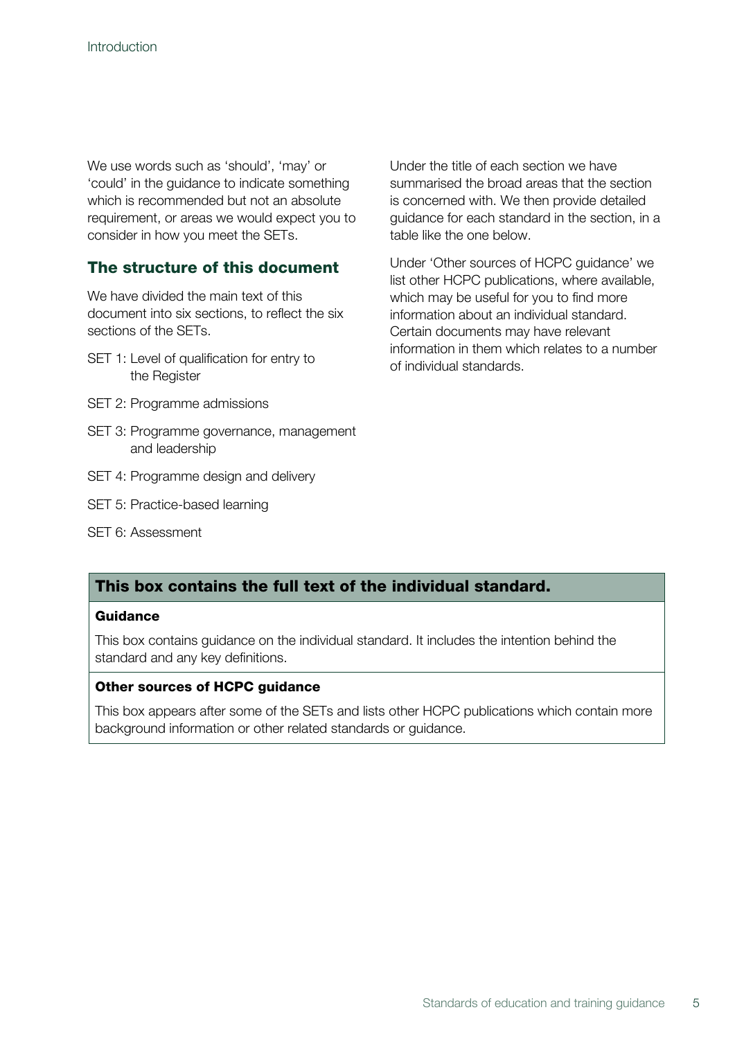We use words such as 'should', 'may' or 'could' in the guidance to indicate something which is recommended but not an absolute requirement, or areas we would expect you to consider in how you meet the SETs.

## The structure of this document

We have divided the main text of this document into six sections, to reflect the six sections of the SETs.

- SET 1: Level of qualification for entry to the Register
- SET 2: Programme admissions
- SET 3: Programme governance, management and leadership
- SET 4: Programme design and delivery
- SET 5: Practice-based learning
- SET 6: Assessment

Under the title of each section we have summarised the broad areas that the section is concerned with. We then provide detailed guidance for each standard in the section, in a table like the one below.

Under 'Other sources of HCPC guidance' we list other HCPC publications, where available, which may be useful for you to find more information about an individual standard. Certain documents may have relevant information in them which relates to a number of individual standards.

| **This box contains the full text of the individual standard.** |
|---|
| **Guidance**<br><br>This box contains guidance on the individual standard. It includes the intention behind the standard and any key definitions. |
| **Other sources of HCPC guidance**<br><br>This box appears after some of the SETs and lists other HCPC publications which contain more background information or other related standards or guidance. |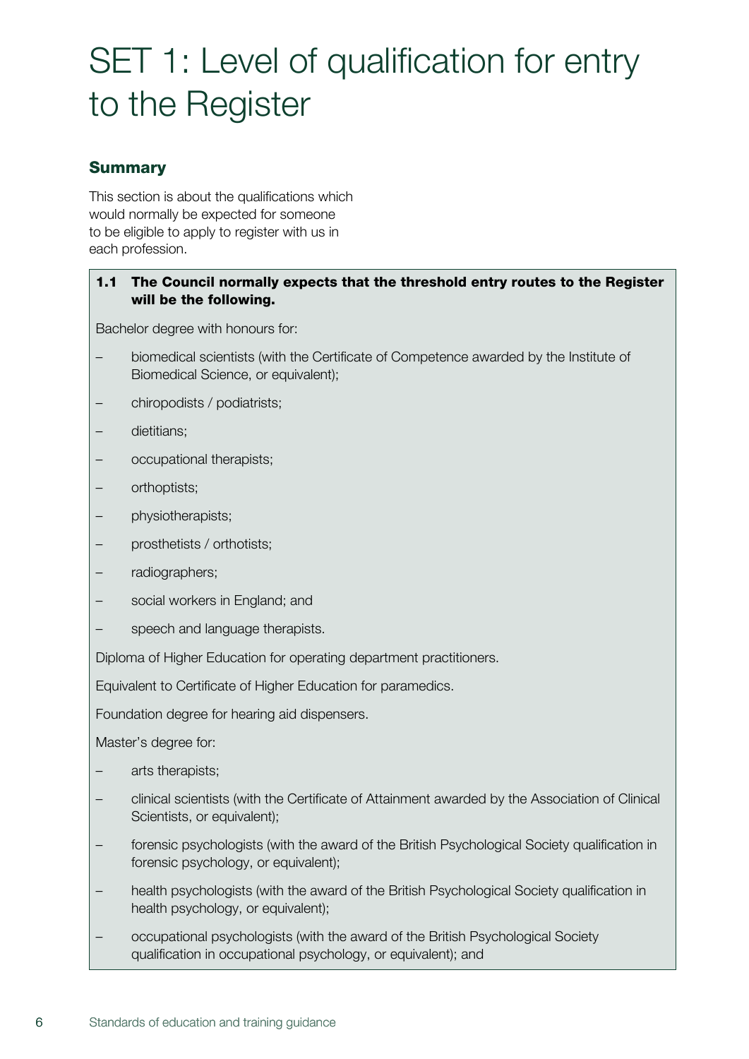# SET 1: Level of qualification for entry to the Register

## Summary

This section is about the qualifications which would normally be expected for someone to be eligible to apply to register with us in each profession.

**1.1 The Council normally expects that the threshold entry routes to the Register will be the following.**

Bachelor degree with honours for:

- biomedical scientists (with the Certificate of Competence awarded by the Institute of Biomedical Science, or equivalent);
- chiropodists / podiatrists;
- dietitians;
- occupational therapists;
- orthoptists;
- physiotherapists;
- prosthetists / orthotists;
- radiographers;
- social workers in England; and
- speech and language therapists.

Diploma of Higher Education for operating department practitioners.

Equivalent to Certificate of Higher Education for paramedics.

Foundation degree for hearing aid dispensers.

Master's degree for:

- arts therapists;
- clinical scientists (with the Certificate of Attainment awarded by the Association of Clinical Scientists, or equivalent);
- forensic psychologists (with the award of the British Psychological Society qualification in forensic psychology, or equivalent);
- health psychologists (with the award of the British Psychological Society qualification in health psychology, or equivalent);
- occupational psychologists (with the award of the British Psychological Society qualification in occupational psychology, or equivalent); and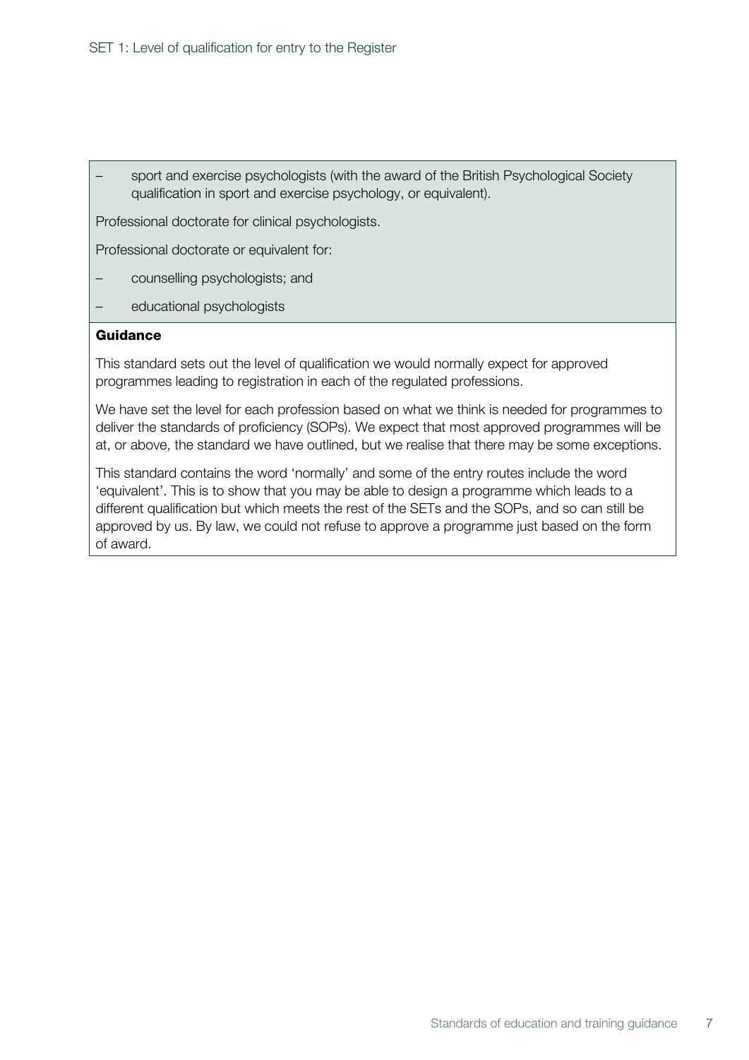SET 1: Level of qualification for entry to the Register

- sport and exercise psychologists (with the award of the British Psychological Society qualification in sport and exercise psychology, or equivalent).

Professional doctorate for clinical psychologists.

Professional doctorate or equivalent for:

- counselling psychologists; and
- educational psychologists

**Guidance**

This standard sets out the level of qualification we would normally expect for approved programmes leading to registration in each of the regulated professions.

We have set the level for each profession based on what we think is needed for programmes to deliver the standards of proficiency (SOPs). We expect that most approved programmes will be at, or above, the standard we have outlined, but we realise that there may be some exceptions.

This standard contains the word 'normally' and some of the entry routes include the word 'equivalent'. This is to show that you may be able to design a programme which leads to a different qualification but which meets the rest of the SETs and the SOPs, and so can still be approved by us. By law, we could not refuse to approve a programme just based on the form of award.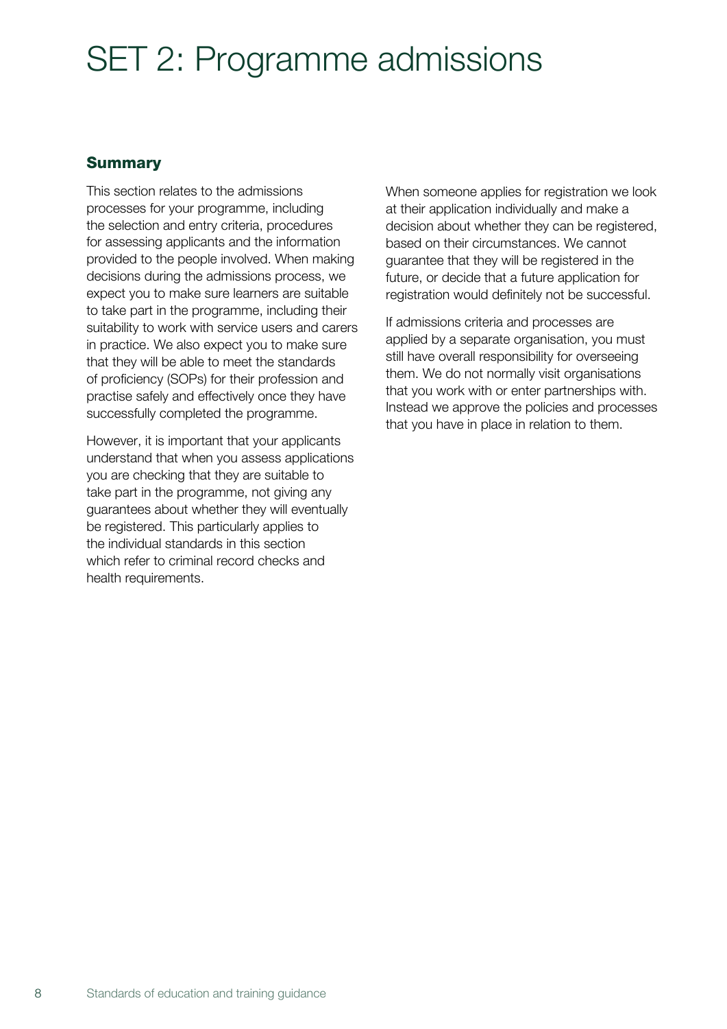# SET 2: Programme admissions

## Summary

This section relates to the admissions processes for your programme, including the selection and entry criteria, procedures for assessing applicants and the information provided to the people involved. When making decisions during the admissions process, we expect you to make sure learners are suitable to take part in the programme, including their suitability to work with service users and carers in practice. We also expect you to make sure that they will be able to meet the standards of proficiency (SOPs) for their profession and practise safely and effectively once they have successfully completed the programme.

However, it is important that your applicants understand that when you assess applications you are checking that they are suitable to take part in the programme, not giving any guarantees about whether they will eventually be registered. This particularly applies to the individual standards in this section which refer to criminal record checks and health requirements.

When someone applies for registration we look at their application individually and make a decision about whether they can be registered, based on their circumstances. We cannot guarantee that they will be registered in the future, or decide that a future application for registration would definitely not be successful.

If admissions criteria and processes are applied by a separate organisation, you must still have overall responsibility for overseeing them. We do not normally visit organisations that you work with or enter partnerships with. Instead we approve the policies and processes that you have in place in relation to them.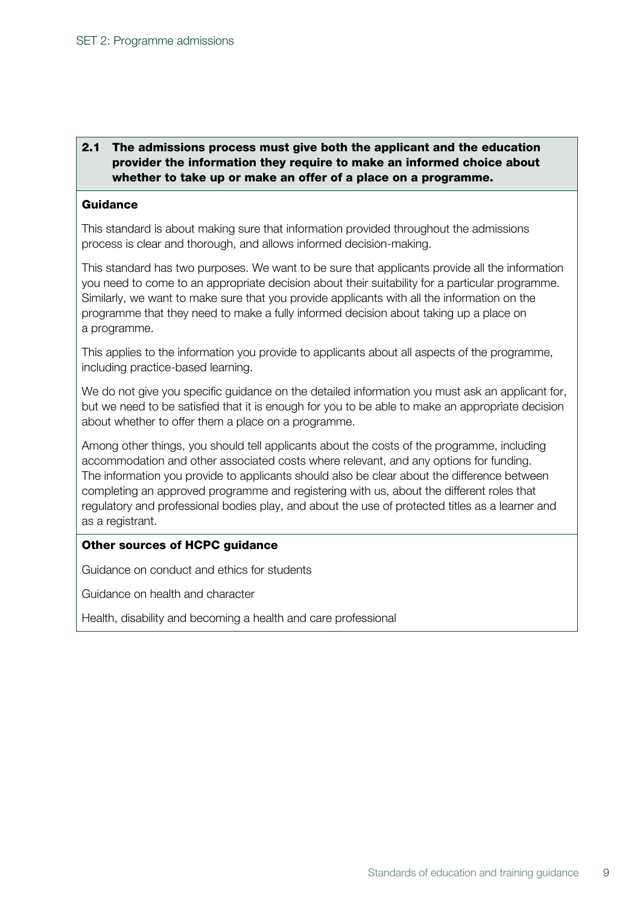**2.1 The admissions process must give both the applicant and the education provider the information they require to make an informed choice about whether to take up or make an offer of a place on a programme.**

**Guidance**

This standard is about making sure that information provided throughout the admissions process is clear and thorough, and allows informed decision-making.

This standard has two purposes. We want to be sure that applicants provide all the information you need to come to an appropriate decision about their suitability for a particular programme. Similarly, we want to make sure that you provide applicants with all the information on the programme that they need to make a fully informed decision about taking up a place on a programme.

This applies to the information you provide to applicants about all aspects of the programme, including practice-based learning.

We do not give you specific guidance on the detailed information you must ask an applicant for, but we need to be satisfied that it is enough for you to be able to make an appropriate decision about whether to offer them a place on a programme.

Among other things, you should tell applicants about the costs of the programme, including accommodation and other associated costs where relevant, and any options for funding. The information you provide to applicants should also be clear about the difference between completing an approved programme and registering with us, about the different roles that regulatory and professional bodies play, and about the use of protected titles as a learner and as a registrant.

**Other sources of HCPC guidance**

Guidance on conduct and ethics for students

Guidance on health and character

Health, disability and becoming a health and care professional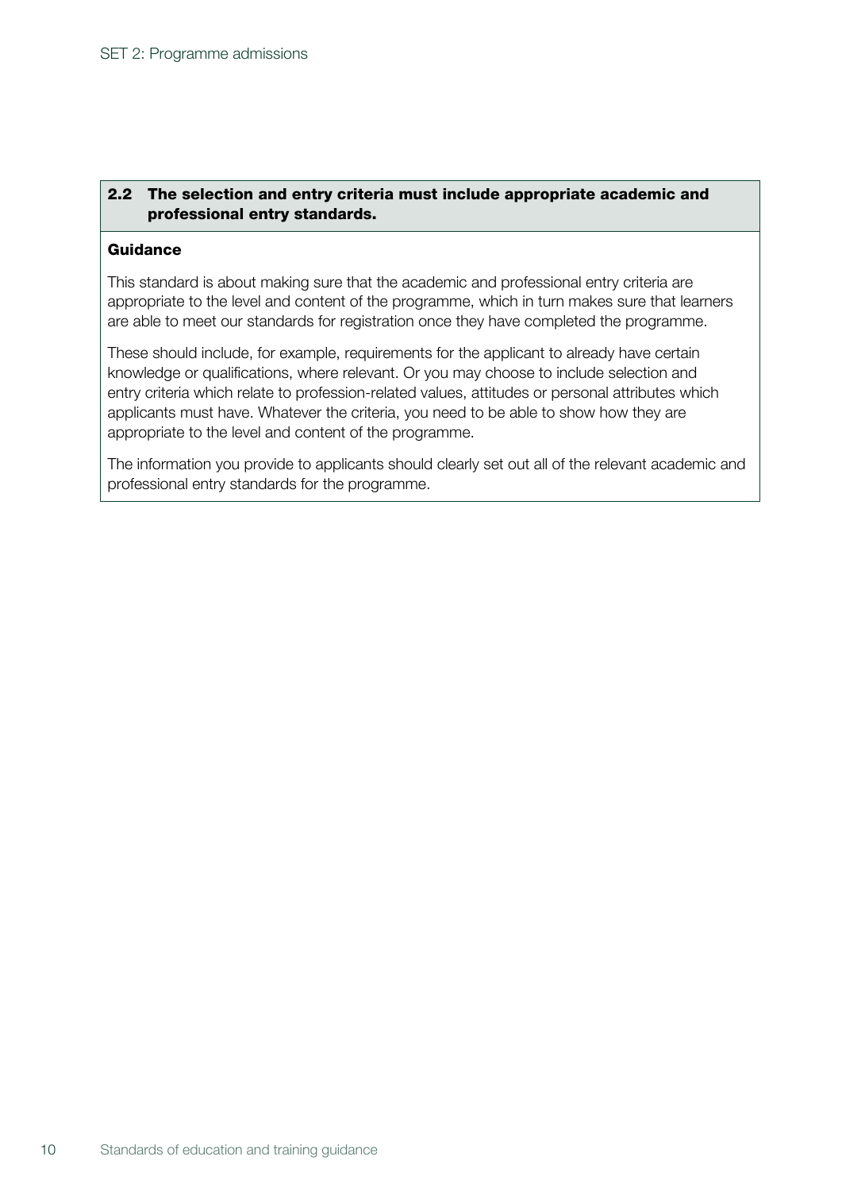## 2.2 The selection and entry criteria must include appropriate academic and professional entry standards.

**Guidance**

This standard is about making sure that the academic and professional entry criteria are appropriate to the level and content of the programme, which in turn makes sure that learners are able to meet our standards for registration once they have completed the programme.

These should include, for example, requirements for the applicant to already have certain knowledge or qualifications, where relevant. Or you may choose to include selection and entry criteria which relate to profession-related values, attitudes or personal attributes which applicants must have. Whatever the criteria, you need to be able to show how they are appropriate to the level and content of the programme.

The information you provide to applicants should clearly set out all of the relevant academic and professional entry standards for the programme.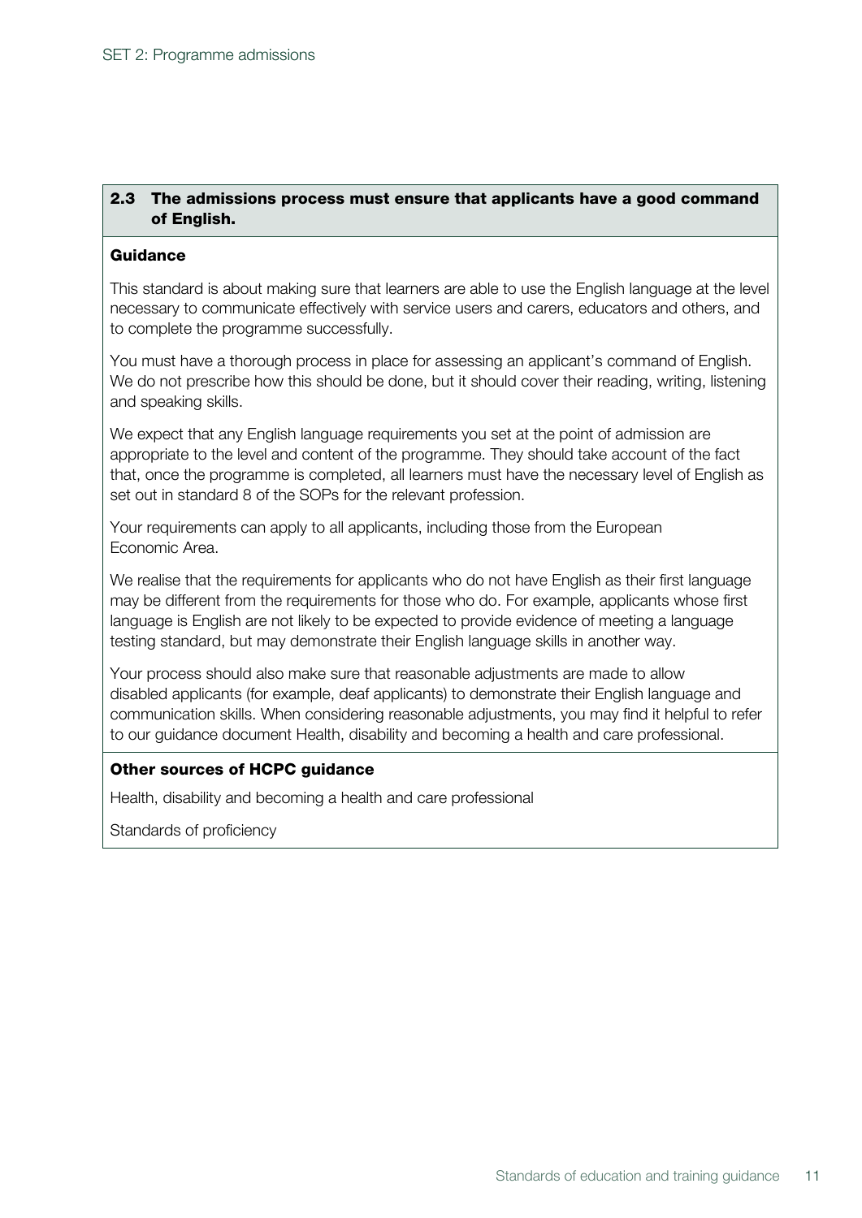### 2.3 The admissions process must ensure that applicants have a good command of English.

**Guidance**

This standard is about making sure that learners are able to use the English language at the level necessary to communicate effectively with service users and carers, educators and others, and to complete the programme successfully.

You must have a thorough process in place for assessing an applicant's command of English. We do not prescribe how this should be done, but it should cover their reading, writing, listening and speaking skills.

We expect that any English language requirements you set at the point of admission are appropriate to the level and content of the programme. They should take account of the fact that, once the programme is completed, all learners must have the necessary level of English as set out in standard 8 of the SOPs for the relevant profession.

Your requirements can apply to all applicants, including those from the European Economic Area.

We realise that the requirements for applicants who do not have English as their first language may be different from the requirements for those who do. For example, applicants whose first language is English are not likely to be expected to provide evidence of meeting a language testing standard, but may demonstrate their English language skills in another way.

Your process should also make sure that reasonable adjustments are made to allow disabled applicants (for example, deaf applicants) to demonstrate their English language and communication skills. When considering reasonable adjustments, you may find it helpful to refer to our guidance document Health, disability and becoming a health and care professional.

**Other sources of HCPC guidance**

Health, disability and becoming a health and care professional

Standards of proficiency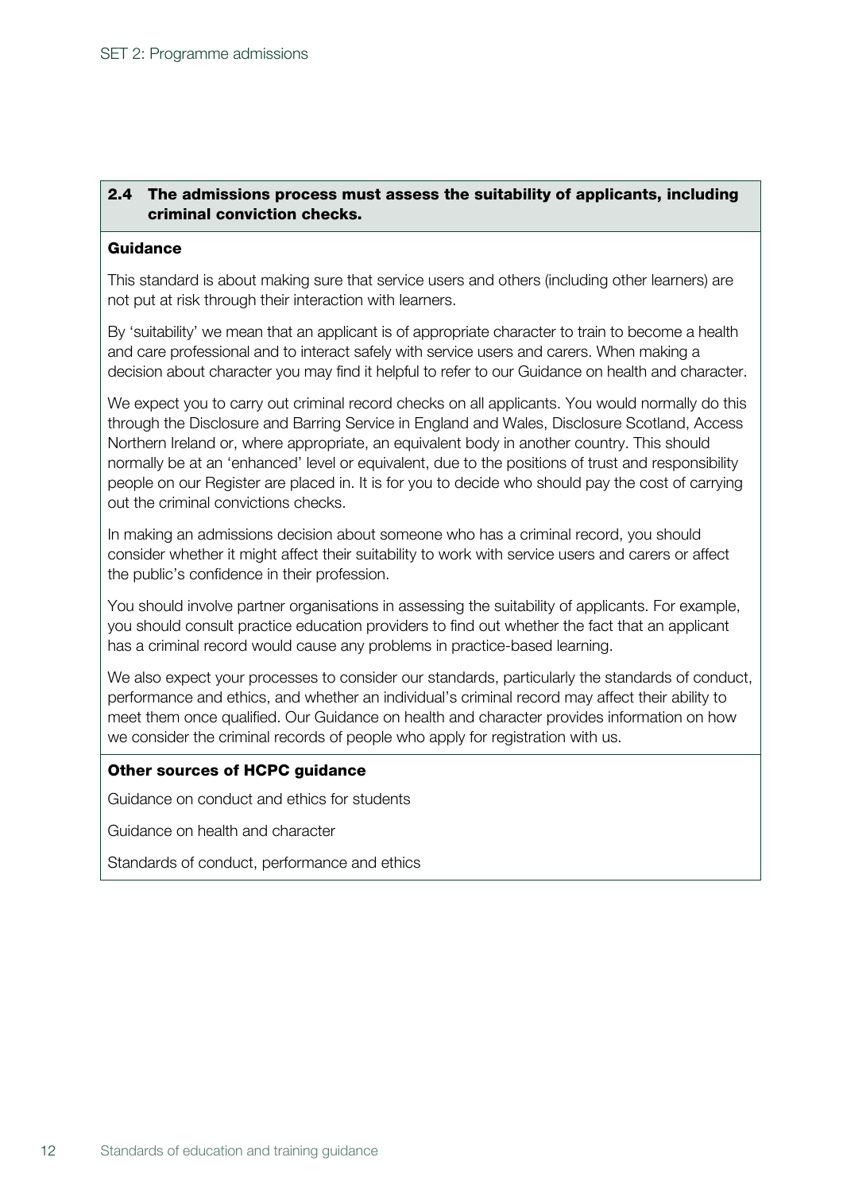### 2.4 The admissions process must assess the suitability of applicants, including criminal conviction checks.

**Guidance**

This standard is about making sure that service users and others (including other learners) are not put at risk through their interaction with learners.

By 'suitability' we mean that an applicant is of appropriate character to train to become a health and care professional and to interact safely with service users and carers. When making a decision about character you may find it helpful to refer to our Guidance on health and character.

We expect you to carry out criminal record checks on all applicants. You would normally do this through the Disclosure and Barring Service in England and Wales, Disclosure Scotland, Access Northern Ireland or, where appropriate, an equivalent body in another country. This should normally be at an 'enhanced' level or equivalent, due to the positions of trust and responsibility people on our Register are placed in. It is for you to decide who should pay the cost of carrying out the criminal convictions checks.

In making an admissions decision about someone who has a criminal record, you should consider whether it might affect their suitability to work with service users and carers or affect the public's confidence in their profession.

You should involve partner organisations in assessing the suitability of applicants. For example, you should consult practice education providers to find out whether the fact that an applicant has a criminal record would cause any problems in practice-based learning.

We also expect your processes to consider our standards, particularly the standards of conduct, performance and ethics, and whether an individual's criminal record may affect their ability to meet them once qualified. Our Guidance on health and character provides information on how we consider the criminal records of people who apply for registration with us.

**Other sources of HCPC guidance**

Guidance on conduct and ethics for students

Guidance on health and character

Standards of conduct, performance and ethics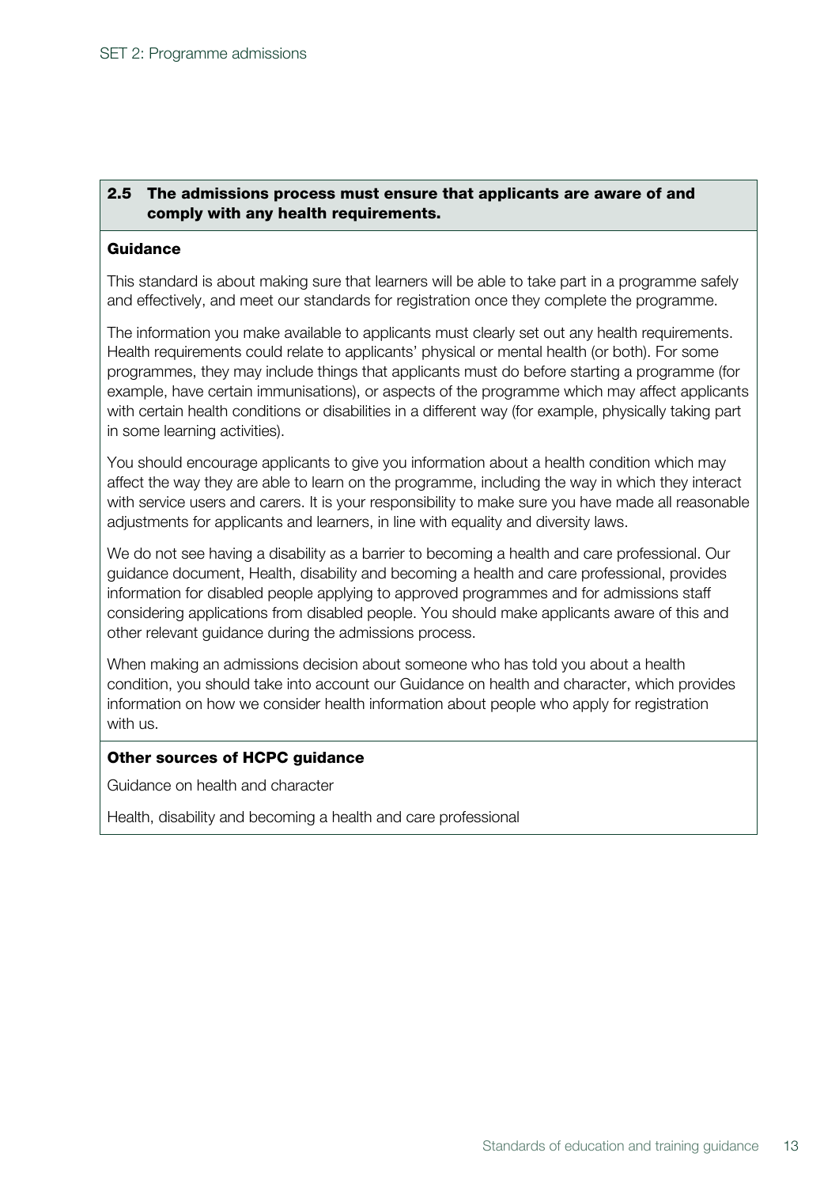## 2.5 The admissions process must ensure that applicants are aware of and comply with any health requirements.

### Guidance

This standard is about making sure that learners will be able to take part in a programme safely and effectively, and meet our standards for registration once they complete the programme.

The information you make available to applicants must clearly set out any health requirements. Health requirements could relate to applicants' physical or mental health (or both). For some programmes, they may include things that applicants must do before starting a programme (for example, have certain immunisations), or aspects of the programme which may affect applicants with certain health conditions or disabilities in a different way (for example, physically taking part in some learning activities).

You should encourage applicants to give you information about a health condition which may affect the way they are able to learn on the programme, including the way in which they interact with service users and carers. It is your responsibility to make sure you have made all reasonable adjustments for applicants and learners, in line with equality and diversity laws.

We do not see having a disability as a barrier to becoming a health and care professional. Our guidance document, Health, disability and becoming a health and care professional, provides information for disabled people applying to approved programmes and for admissions staff considering applications from disabled people. You should make applicants aware of this and other relevant guidance during the admissions process.

When making an admissions decision about someone who has told you about a health condition, you should take into account our Guidance on health and character, which provides information on how we consider health information about people who apply for registration with us.

### Other sources of HCPC guidance

Guidance on health and character

Health, disability and becoming a health and care professional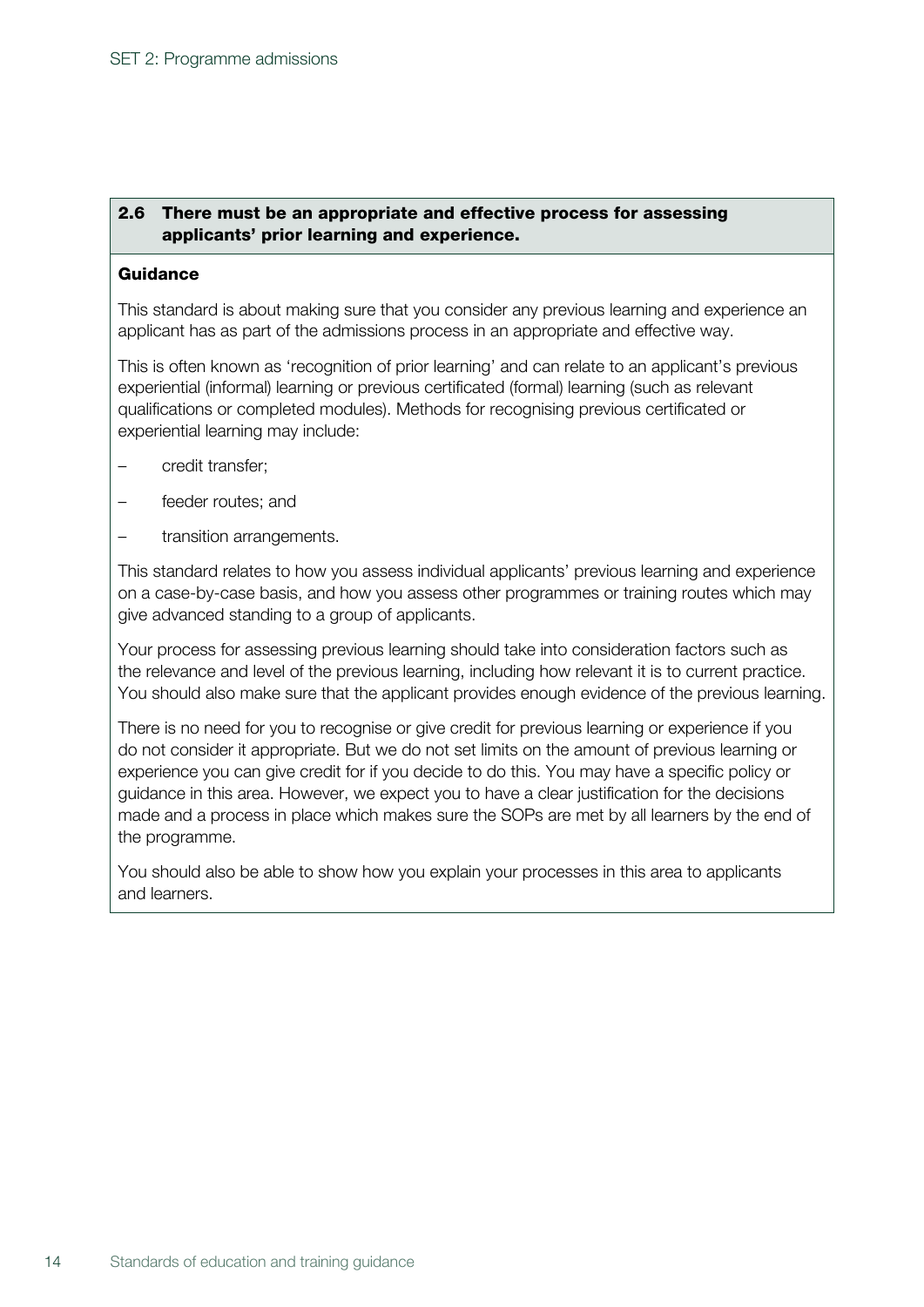### 2.6 There must be an appropriate and effective process for assessing applicants' prior learning and experience.

**Guidance**

This standard is about making sure that you consider any previous learning and experience an applicant has as part of the admissions process in an appropriate and effective way.

This is often known as 'recognition of prior learning' and can relate to an applicant's previous experiential (informal) learning or previous certificated (formal) learning (such as relevant qualifications or completed modules). Methods for recognising previous certificated or experiential learning may include:

- credit transfer;
- feeder routes; and
- transition arrangements.

This standard relates to how you assess individual applicants' previous learning and experience on a case-by-case basis, and how you assess other programmes or training routes which may give advanced standing to a group of applicants.

Your process for assessing previous learning should take into consideration factors such as the relevance and level of the previous learning, including how relevant it is to current practice. You should also make sure that the applicant provides enough evidence of the previous learning.

There is no need for you to recognise or give credit for previous learning or experience if you do not consider it appropriate. But we do not set limits on the amount of previous learning or experience you can give credit for if you decide to do this. You may have a specific policy or guidance in this area. However, we expect you to have a clear justification for the decisions made and a process in place which makes sure the SOPs are met by all learners by the end of the programme.

You should also be able to show how you explain your processes in this area to applicants and learners.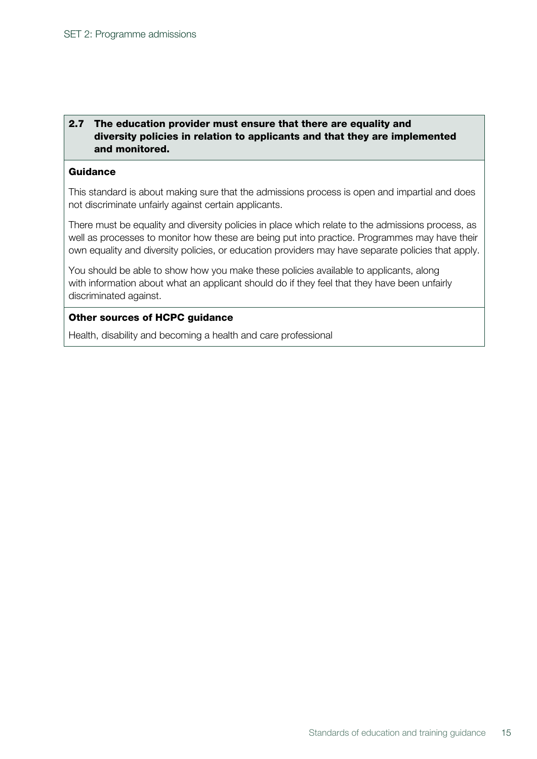**2.7 The education provider must ensure that there are equality and diversity policies in relation to applicants and that they are implemented and monitored.**

**Guidance**

This standard is about making sure that the admissions process is open and impartial and does not discriminate unfairly against certain applicants.

There must be equality and diversity policies in place which relate to the admissions process, as well as processes to monitor how these are being put into practice. Programmes may have their own equality and diversity policies, or education providers may have separate policies that apply.

You should be able to show how you make these policies available to applicants, along with information about what an applicant should do if they feel that they have been unfairly discriminated against.

**Other sources of HCPC guidance**

Health, disability and becoming a health and care professional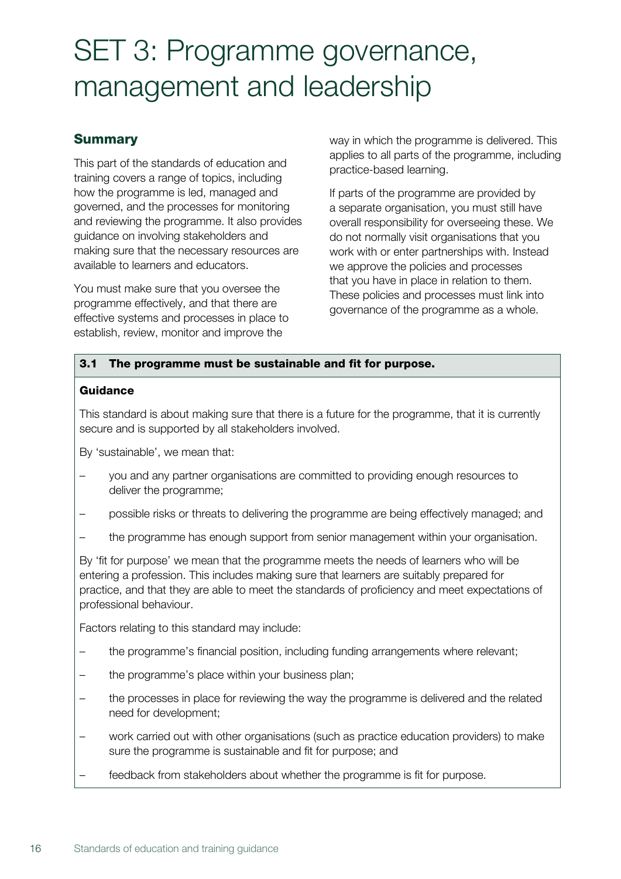# SET 3: Programme governance, management and leadership

## Summary

This part of the standards of education and training covers a range of topics, including how the programme is led, managed and governed, and the processes for monitoring and reviewing the programme. It also provides guidance on involving stakeholders and making sure that the necessary resources are available to learners and educators.

You must make sure that you oversee the programme effectively, and that there are effective systems and processes in place to establish, review, monitor and improve the way in which the programme is delivered. This applies to all parts of the programme, including practice-based learning.

If parts of the programme are provided by a separate organisation, you must still have overall responsibility for overseeing these. We do not normally visit organisations that you work with or enter partnerships with. Instead we approve the policies and processes that you have in place in relation to them. These policies and processes must link into governance of the programme as a whole.

### 3.1 The programme must be sustainable and fit for purpose.

**Guidance**

This standard is about making sure that there is a future for the programme, that it is currently secure and is supported by all stakeholders involved.

By 'sustainable', we mean that:

– you and any partner organisations are committed to providing enough resources to deliver the programme;

– possible risks or threats to delivering the programme are being effectively managed; and

– the programme has enough support from senior management within your organisation.

By 'fit for purpose' we mean that the programme meets the needs of learners who will be entering a profession. This includes making sure that learners are suitably prepared for practice, and that they are able to meet the standards of proficiency and meet expectations of professional behaviour.

Factors relating to this standard may include:

– the programme's financial position, including funding arrangements where relevant;

– the programme's place within your business plan;

– the processes in place for reviewing the way the programme is delivered and the related need for development;

– work carried out with other organisations (such as practice education providers) to make sure the programme is sustainable and fit for purpose; and

– feedback from stakeholders about whether the programme is fit for purpose.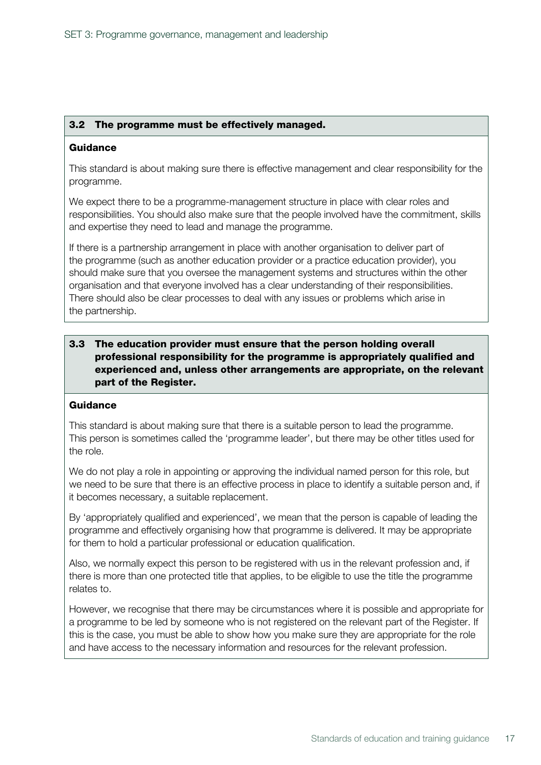### 3.2 The programme must be effectively managed.

**Guidance**

This standard is about making sure there is effective management and clear responsibility for the programme.

We expect there to be a programme-management structure in place with clear roles and responsibilities. You should also make sure that the people involved have the commitment, skills and expertise they need to lead and manage the programme.

If there is a partnership arrangement in place with another organisation to deliver part of the programme (such as another education provider or a practice education provider), you should make sure that you oversee the management systems and structures within the other organisation and that everyone involved has a clear understanding of their responsibilities. There should also be clear processes to deal with any issues or problems which arise in the partnership.

### 3.3 The education provider must ensure that the person holding overall professional responsibility for the programme is appropriately qualified and experienced and, unless other arrangements are appropriate, on the relevant part of the Register.

**Guidance**

This standard is about making sure that there is a suitable person to lead the programme. This person is sometimes called the 'programme leader', but there may be other titles used for the role.

We do not play a role in appointing or approving the individual named person for this role, but we need to be sure that there is an effective process in place to identify a suitable person and, if it becomes necessary, a suitable replacement.

By 'appropriately qualified and experienced', we mean that the person is capable of leading the programme and effectively organising how that programme is delivered. It may be appropriate for them to hold a particular professional or education qualification.

Also, we normally expect this person to be registered with us in the relevant profession and, if there is more than one protected title that applies, to be eligible to use the title the programme relates to.

However, we recognise that there may be circumstances where it is possible and appropriate for a programme to be led by someone who is not registered on the relevant part of the Register. If this is the case, you must be able to show how you make sure they are appropriate for the role and have access to the necessary information and resources for the relevant profession.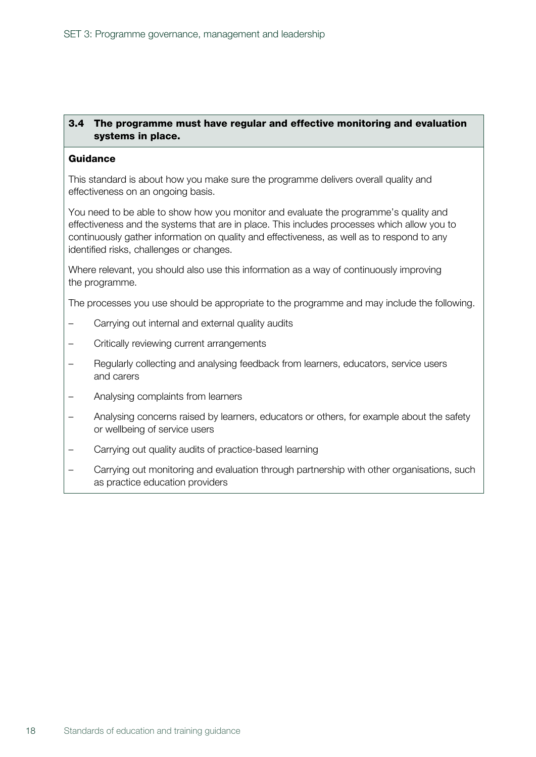### 3.4 The programme must have regular and effective monitoring and evaluation systems in place.

**Guidance**

This standard is about how you make sure the programme delivers overall quality and effectiveness on an ongoing basis.

You need to be able to show how you monitor and evaluate the programme's quality and effectiveness and the systems that are in place. This includes processes which allow you to continuously gather information on quality and effectiveness, as well as to respond to any identified risks, challenges or changes.

Where relevant, you should also use this information as a way of continuously improving the programme.

The processes you use should be appropriate to the programme and may include the following.

- Carrying out internal and external quality audits
- Critically reviewing current arrangements
- Regularly collecting and analysing feedback from learners, educators, service users and carers
- Analysing complaints from learners
- Analysing concerns raised by learners, educators or others, for example about the safety or wellbeing of service users
- Carrying out quality audits of practice-based learning
- Carrying out monitoring and evaluation through partnership with other organisations, such as practice education providers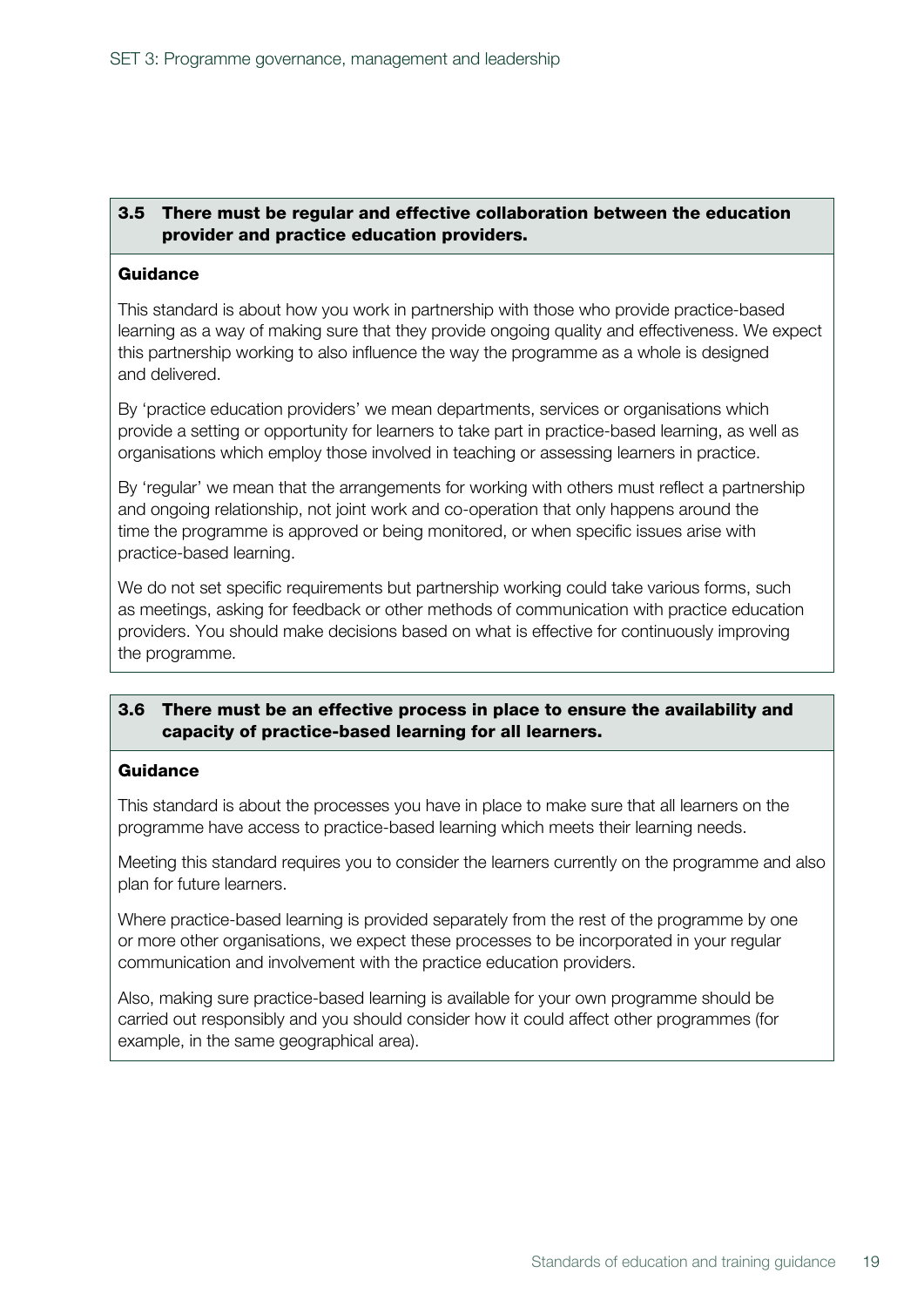### 3.5 There must be regular and effective collaboration between the education provider and practice education providers.

**Guidance**

This standard is about how you work in partnership with those who provide practice-based learning as a way of making sure that they provide ongoing quality and effectiveness. We expect this partnership working to also influence the way the programme as a whole is designed and delivered.

By 'practice education providers' we mean departments, services or organisations which provide a setting or opportunity for learners to take part in practice-based learning, as well as organisations which employ those involved in teaching or assessing learners in practice.

By 'regular' we mean that the arrangements for working with others must reflect a partnership and ongoing relationship, not joint work and co-operation that only happens around the time the programme is approved or being monitored, or when specific issues arise with practice-based learning.

We do not set specific requirements but partnership working could take various forms, such as meetings, asking for feedback or other methods of communication with practice education providers. You should make decisions based on what is effective for continuously improving the programme.

### 3.6 There must be an effective process in place to ensure the availability and capacity of practice-based learning for all learners.

**Guidance**

This standard is about the processes you have in place to make sure that all learners on the programme have access to practice-based learning which meets their learning needs.

Meeting this standard requires you to consider the learners currently on the programme and also plan for future learners.

Where practice-based learning is provided separately from the rest of the programme by one or more other organisations, we expect these processes to be incorporated in your regular communication and involvement with the practice education providers.

Also, making sure practice-based learning is available for your own programme should be carried out responsibly and you should consider how it could affect other programmes (for example, in the same geographical area).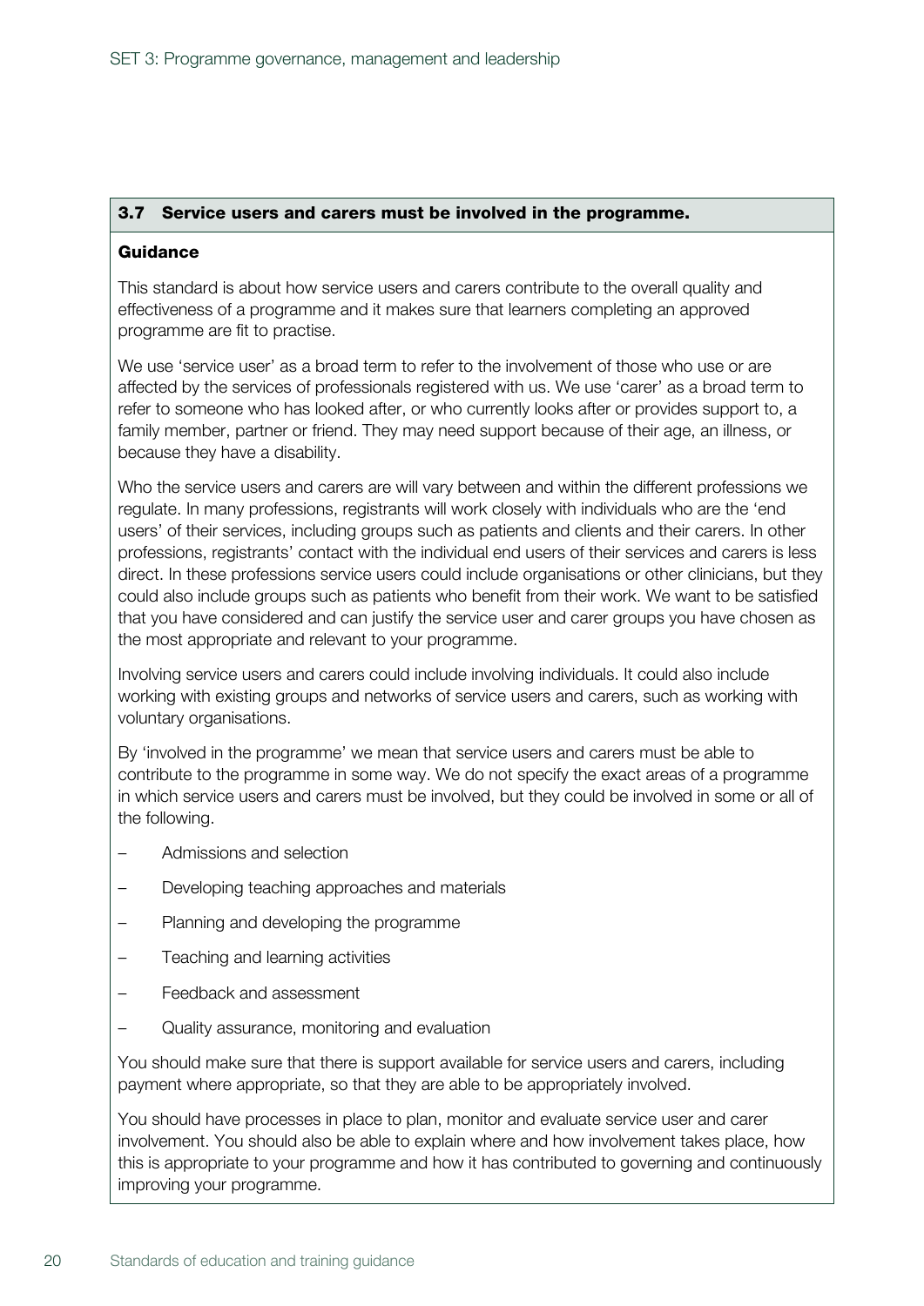### 3.7 Service users and carers must be involved in the programme.

**Guidance**

This standard is about how service users and carers contribute to the overall quality and effectiveness of a programme and it makes sure that learners completing an approved programme are fit to practise.

We use 'service user' as a broad term to refer to the involvement of those who use or are affected by the services of professionals registered with us. We use 'carer' as a broad term to refer to someone who has looked after, or who currently looks after or provides support to, a family member, partner or friend. They may need support because of their age, an illness, or because they have a disability.

Who the service users and carers are will vary between and within the different professions we regulate. In many professions, registrants will work closely with individuals who are the 'end users' of their services, including groups such as patients and clients and their carers. In other professions, registrants' contact with the individual end users of their services and carers is less direct. In these professions service users could include organisations or other clinicians, but they could also include groups such as patients who benefit from their work. We want to be satisfied that you have considered and can justify the service user and carer groups you have chosen as the most appropriate and relevant to your programme.

Involving service users and carers could include involving individuals. It could also include working with existing groups and networks of service users and carers, such as working with voluntary organisations.

By 'involved in the programme' we mean that service users and carers must be able to contribute to the programme in some way. We do not specify the exact areas of a programme in which service users and carers must be involved, but they could be involved in some or all of the following.

- Admissions and selection
- Developing teaching approaches and materials
- Planning and developing the programme
- Teaching and learning activities
- Feedback and assessment
- Quality assurance, monitoring and evaluation

You should make sure that there is support available for service users and carers, including payment where appropriate, so that they are able to be appropriately involved.

You should have processes in place to plan, monitor and evaluate service user and carer involvement. You should also be able to explain where and how involvement takes place, how this is appropriate to your programme and how it has contributed to governing and continuously improving your programme.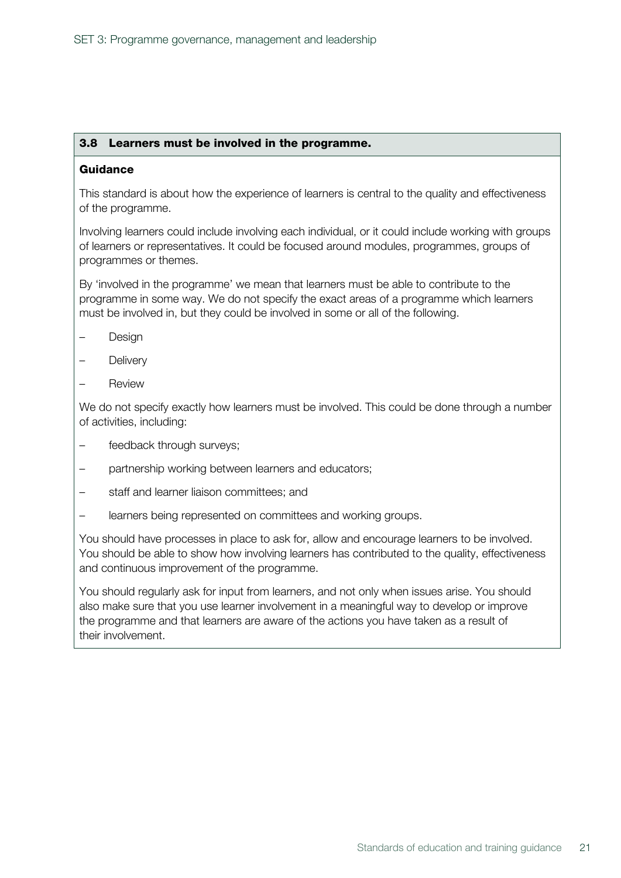### 3.8 Learners must be involved in the programme.

**Guidance**

This standard is about how the experience of learners is central to the quality and effectiveness of the programme.

Involving learners could include involving each individual, or it could include working with groups of learners or representatives. It could be focused around modules, programmes, groups of programmes or themes.

By 'involved in the programme' we mean that learners must be able to contribute to the programme in some way. We do not specify the exact areas of a programme which learners must be involved in, but they could be involved in some or all of the following.

- Design
- Delivery
- Review

We do not specify exactly how learners must be involved. This could be done through a number of activities, including:

- feedback through surveys;
- partnership working between learners and educators;
- staff and learner liaison committees; and
- learners being represented on committees and working groups.

You should have processes in place to ask for, allow and encourage learners to be involved. You should be able to show how involving learners has contributed to the quality, effectiveness and continuous improvement of the programme.

You should regularly ask for input from learners, and not only when issues arise. You should also make sure that you use learner involvement in a meaningful way to develop or improve the programme and that learners are aware of the actions you have taken as a result of their involvement.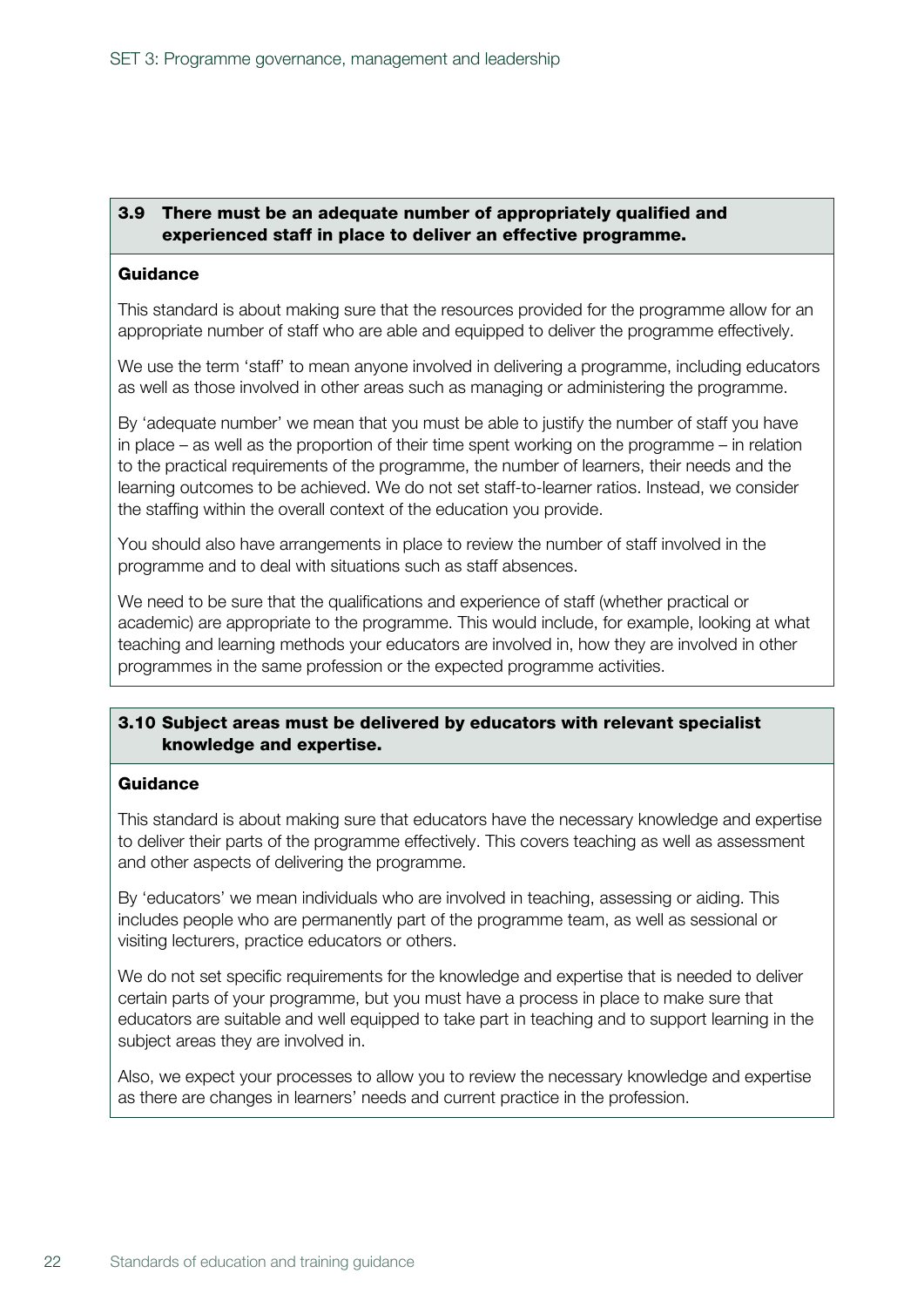### 3.9 There must be an adequate number of appropriately qualified and experienced staff in place to deliver an effective programme.

**Guidance**

This standard is about making sure that the resources provided for the programme allow for an appropriate number of staff who are able and equipped to deliver the programme effectively.

We use the term 'staff' to mean anyone involved in delivering a programme, including educators as well as those involved in other areas such as managing or administering the programme.

By 'adequate number' we mean that you must be able to justify the number of staff you have in place – as well as the proportion of their time spent working on the programme – in relation to the practical requirements of the programme, the number of learners, their needs and the learning outcomes to be achieved. We do not set staff-to-learner ratios. Instead, we consider the staffing within the overall context of the education you provide.

You should also have arrangements in place to review the number of staff involved in the programme and to deal with situations such as staff absences.

We need to be sure that the qualifications and experience of staff (whether practical or academic) are appropriate to the programme. This would include, for example, looking at what teaching and learning methods your educators are involved in, how they are involved in other programmes in the same profession or the expected programme activities.

### 3.10 Subject areas must be delivered by educators with relevant specialist knowledge and expertise.

**Guidance**

This standard is about making sure that educators have the necessary knowledge and expertise to deliver their parts of the programme effectively. This covers teaching as well as assessment and other aspects of delivering the programme.

By 'educators' we mean individuals who are involved in teaching, assessing or aiding. This includes people who are permanently part of the programme team, as well as sessional or visiting lecturers, practice educators or others.

We do not set specific requirements for the knowledge and expertise that is needed to deliver certain parts of your programme, but you must have a process in place to make sure that educators are suitable and well equipped to take part in teaching and to support learning in the subject areas they are involved in.

Also, we expect your processes to allow you to review the necessary knowledge and expertise as there are changes in learners' needs and current practice in the profession.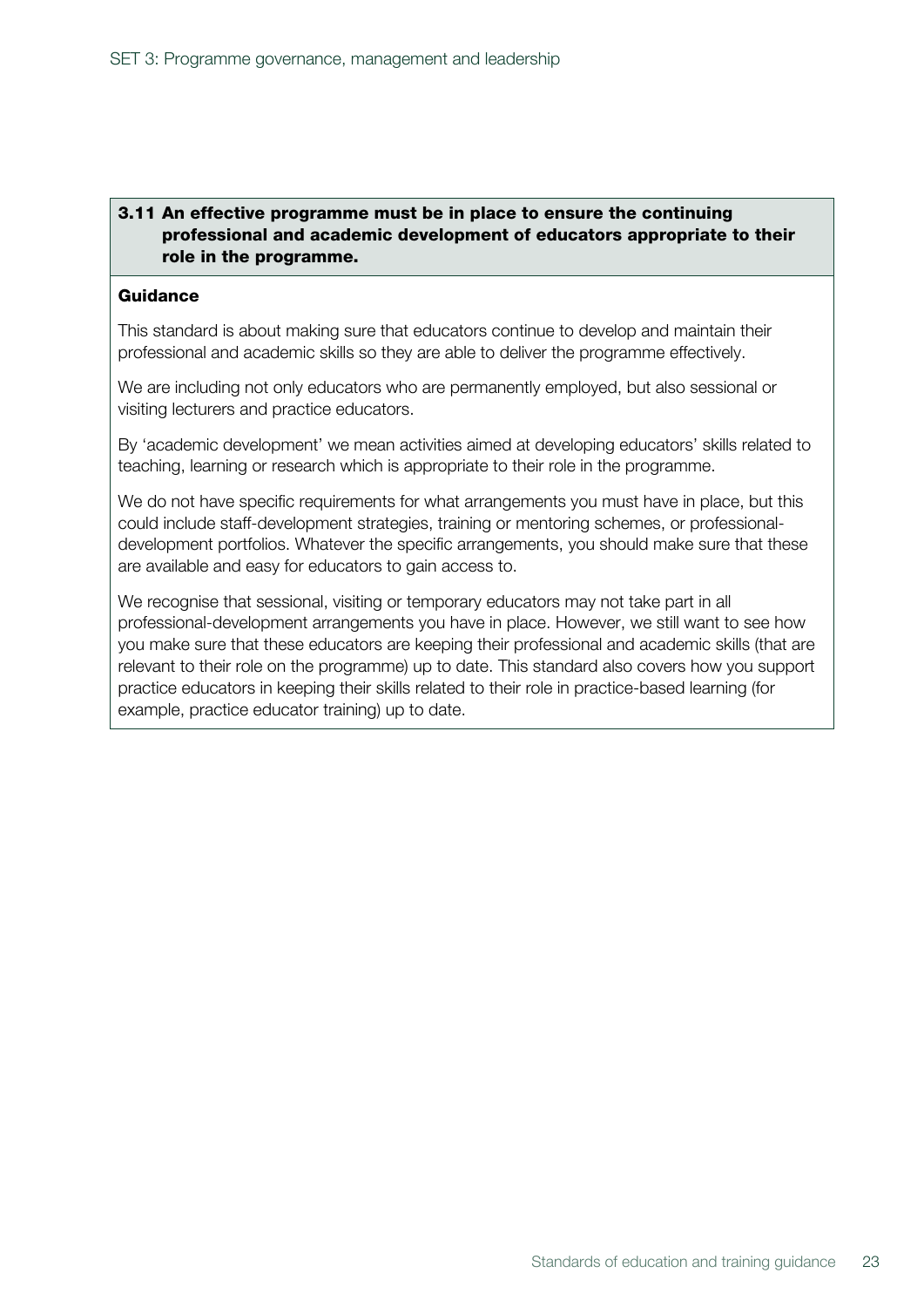**3.11 An effective programme must be in place to ensure the continuing professional and academic development of educators appropriate to their role in the programme.**

**Guidance**

This standard is about making sure that educators continue to develop and maintain their professional and academic skills so they are able to deliver the programme effectively.

We are including not only educators who are permanently employed, but also sessional or visiting lecturers and practice educators.

By 'academic development' we mean activities aimed at developing educators' skills related to teaching, learning or research which is appropriate to their role in the programme.

We do not have specific requirements for what arrangements you must have in place, but this could include staff-development strategies, training or mentoring schemes, or professional-development portfolios. Whatever the specific arrangements, you should make sure that these are available and easy for educators to gain access to.

We recognise that sessional, visiting or temporary educators may not take part in all professional-development arrangements you have in place. However, we still want to see how you make sure that these educators are keeping their professional and academic skills (that are relevant to their role on the programme) up to date. This standard also covers how you support practice educators in keeping their skills related to their role in practice-based learning (for example, practice educator training) up to date.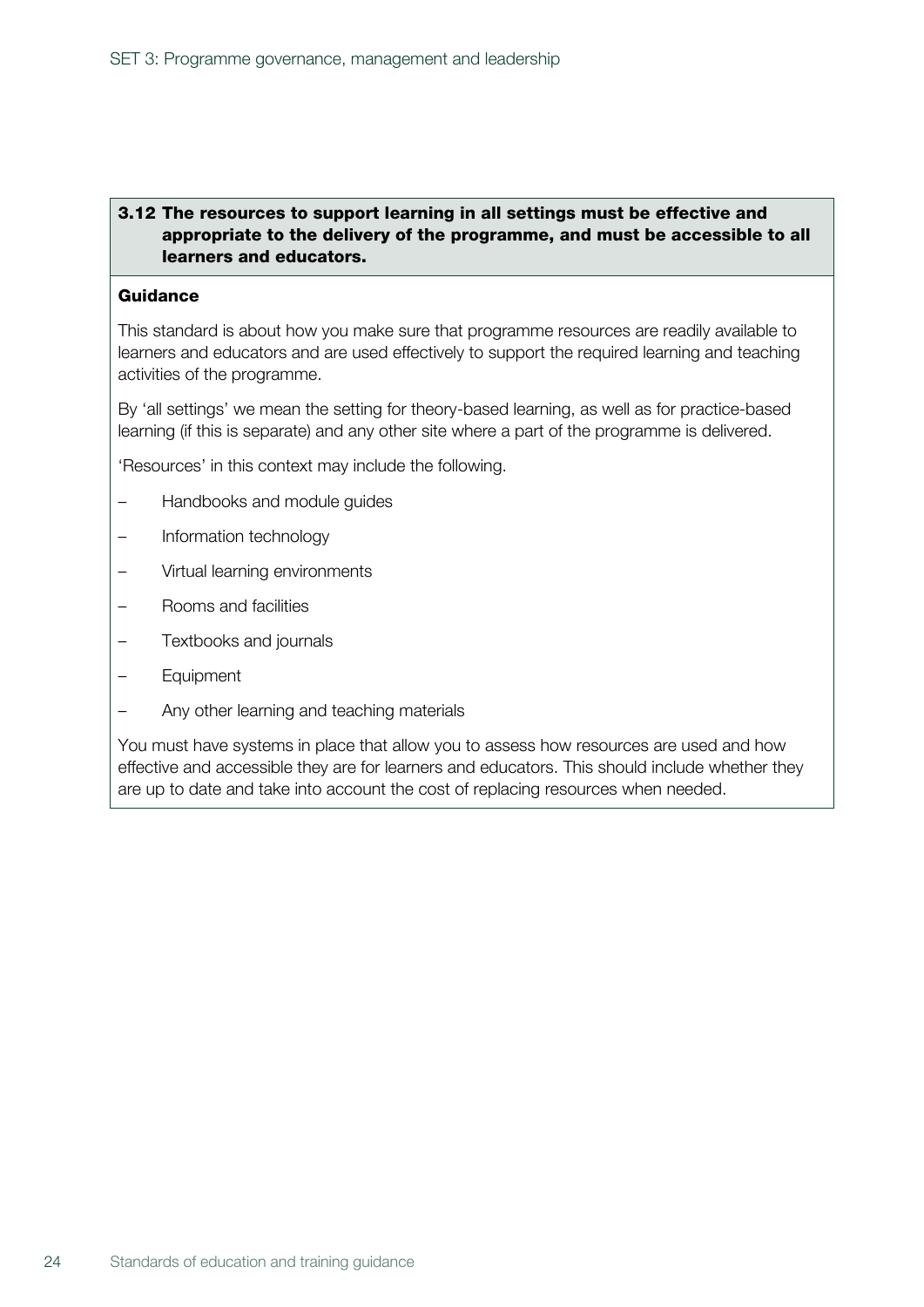**3.12 The resources to support learning in all settings must be effective and appropriate to the delivery of the programme, and must be accessible to all learners and educators.**

**Guidance**

This standard is about how you make sure that programme resources are readily available to learners and educators and are used effectively to support the required learning and teaching activities of the programme.

By 'all settings' we mean the setting for theory-based learning, as well as for practice-based learning (if this is separate) and any other site where a part of the programme is delivered.

'Resources' in this context may include the following.

- Handbooks and module guides
- Information technology
- Virtual learning environments
- Rooms and facilities
- Textbooks and journals
- Equipment
- Any other learning and teaching materials

You must have systems in place that allow you to assess how resources are used and how effective and accessible they are for learners and educators. This should include whether they are up to date and take into account the cost of replacing resources when needed.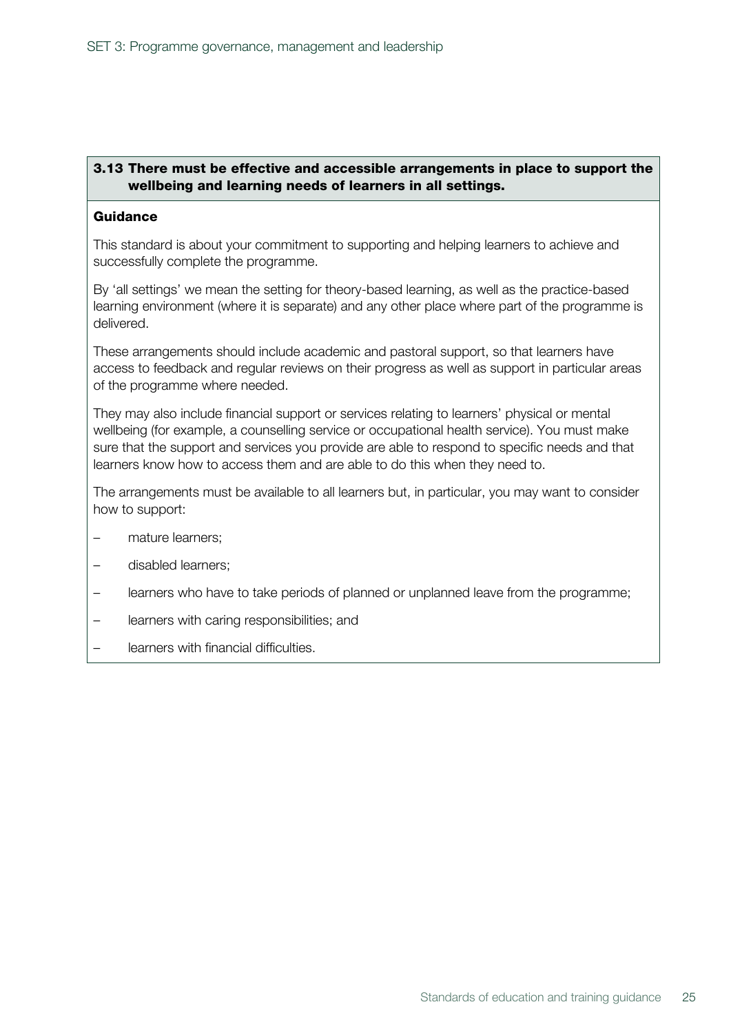**3.13 There must be effective and accessible arrangements in place to support the wellbeing and learning needs of learners in all settings.**

**Guidance**

This standard is about your commitment to supporting and helping learners to achieve and successfully complete the programme.

By 'all settings' we mean the setting for theory-based learning, as well as the practice-based learning environment (where it is separate) and any other place where part of the programme is delivered.

These arrangements should include academic and pastoral support, so that learners have access to feedback and regular reviews on their progress as well as support in particular areas of the programme where needed.

They may also include financial support or services relating to learners' physical or mental wellbeing (for example, a counselling service or occupational health service). You must make sure that the support and services you provide are able to respond to specific needs and that learners know how to access them and are able to do this when they need to.

The arrangements must be available to all learners but, in particular, you may want to consider how to support:

- mature learners;
- disabled learners;
- learners who have to take periods of planned or unplanned leave from the programme;
- learners with caring responsibilities; and
- learners with financial difficulties.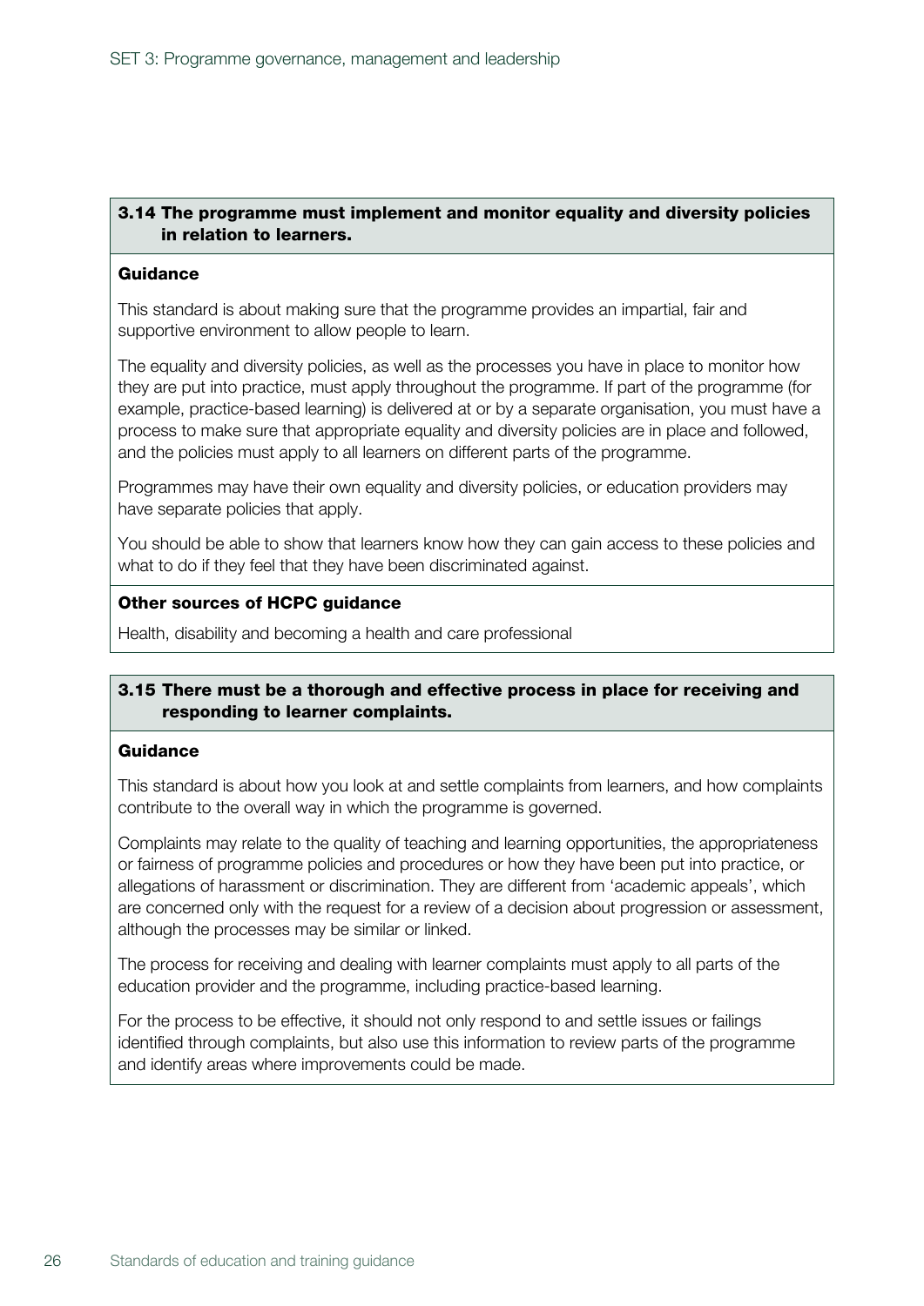### 3.14 The programme must implement and monitor equality and diversity policies in relation to learners.

**Guidance**

This standard is about making sure that the programme provides an impartial, fair and supportive environment to allow people to learn.

The equality and diversity policies, as well as the processes you have in place to monitor how they are put into practice, must apply throughout the programme. If part of the programme (for example, practice-based learning) is delivered at or by a separate organisation, you must have a process to make sure that appropriate equality and diversity policies are in place and followed, and the policies must apply to all learners on different parts of the programme.

Programmes may have their own equality and diversity policies, or education providers may have separate policies that apply.

You should be able to show that learners know how they can gain access to these policies and what to do if they feel that they have been discriminated against.

**Other sources of HCPC guidance**

Health, disability and becoming a health and care professional

### 3.15 There must be a thorough and effective process in place for receiving and responding to learner complaints.

**Guidance**

This standard is about how you look at and settle complaints from learners, and how complaints contribute to the overall way in which the programme is governed.

Complaints may relate to the quality of teaching and learning opportunities, the appropriateness or fairness of programme policies and procedures or how they have been put into practice, or allegations of harassment or discrimination. They are different from 'academic appeals', which are concerned only with the request for a review of a decision about progression or assessment, although the processes may be similar or linked.

The process for receiving and dealing with learner complaints must apply to all parts of the education provider and the programme, including practice-based learning.

For the process to be effective, it should not only respond to and settle issues or failings identified through complaints, but also use this information to review parts of the programme and identify areas where improvements could be made.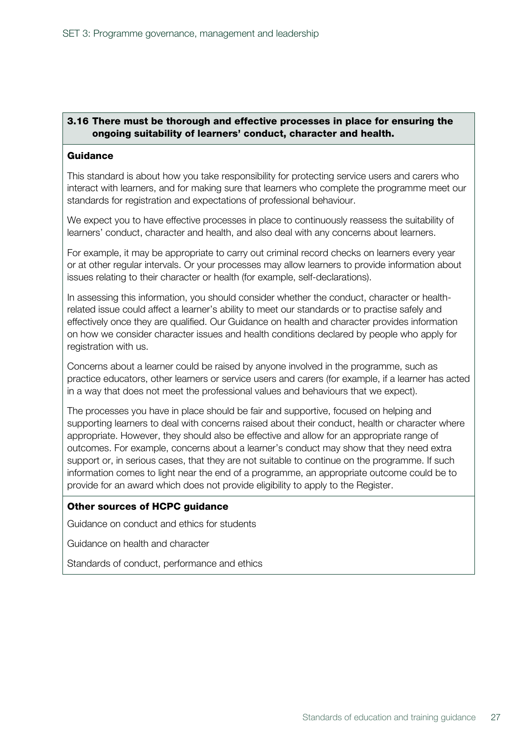### 3.16 There must be thorough and effective processes in place for ensuring the ongoing suitability of learners' conduct, character and health.

**Guidance**

This standard is about how you take responsibility for protecting service users and carers who interact with learners, and for making sure that learners who complete the programme meet our standards for registration and expectations of professional behaviour.

We expect you to have effective processes in place to continuously reassess the suitability of learners' conduct, character and health, and also deal with any concerns about learners.

For example, it may be appropriate to carry out criminal record checks on learners every year or at other regular intervals. Or your processes may allow learners to provide information about issues relating to their character or health (for example, self-declarations).

In assessing this information, you should consider whether the conduct, character or health-related issue could affect a learner's ability to meet our standards or to practise safely and effectively once they are qualified. Our Guidance on health and character provides information on how we consider character issues and health conditions declared by people who apply for registration with us.

Concerns about a learner could be raised by anyone involved in the programme, such as practice educators, other learners or service users and carers (for example, if a learner has acted in a way that does not meet the professional values and behaviours that we expect).

The processes you have in place should be fair and supportive, focused on helping and supporting learners to deal with concerns raised about their conduct, health or character where appropriate. However, they should also be effective and allow for an appropriate range of outcomes. For example, concerns about a learner's conduct may show that they need extra support or, in serious cases, that they are not suitable to continue on the programme. If such information comes to light near the end of a programme, an appropriate outcome could be to provide for an award which does not provide eligibility to apply to the Register.

**Other sources of HCPC guidance**

Guidance on conduct and ethics for students

Guidance on health and character

Standards of conduct, performance and ethics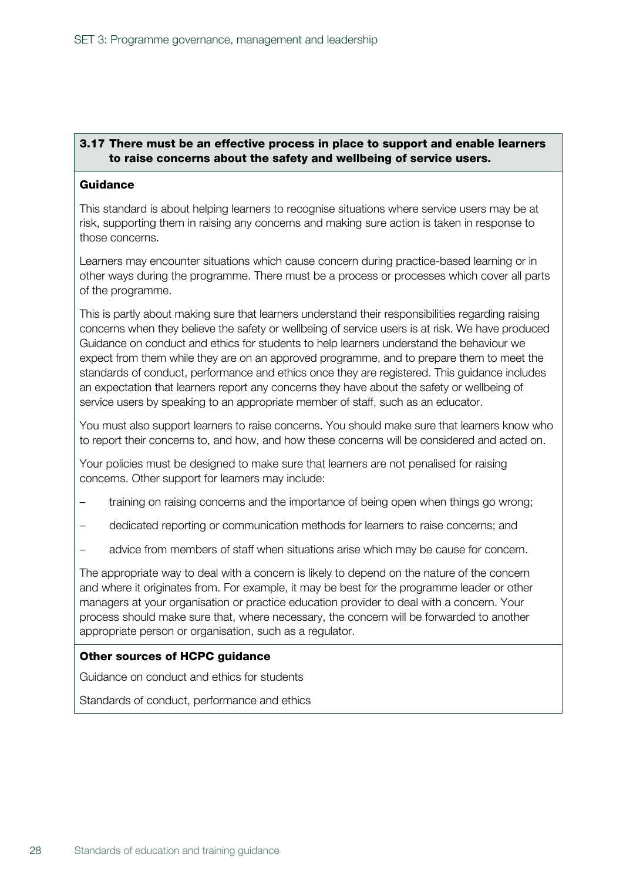### 3.17 There must be an effective process in place to support and enable learners to raise concerns about the safety and wellbeing of service users.

**Guidance**

This standard is about helping learners to recognise situations where service users may be at risk, supporting them in raising any concerns and making sure action is taken in response to those concerns.

Learners may encounter situations which cause concern during practice-based learning or in other ways during the programme. There must be a process or processes which cover all parts of the programme.

This is partly about making sure that learners understand their responsibilities regarding raising concerns when they believe the safety or wellbeing of service users is at risk. We have produced Guidance on conduct and ethics for students to help learners understand the behaviour we expect from them while they are on an approved programme, and to prepare them to meet the standards of conduct, performance and ethics once they are registered. This guidance includes an expectation that learners report any concerns they have about the safety or wellbeing of service users by speaking to an appropriate member of staff, such as an educator.

You must also support learners to raise concerns. You should make sure that learners know who to report their concerns to, and how, and how these concerns will be considered and acted on.

Your policies must be designed to make sure that learners are not penalised for raising concerns. Other support for learners may include:

- training on raising concerns and the importance of being open when things go wrong;
- dedicated reporting or communication methods for learners to raise concerns; and
- advice from members of staff when situations arise which may be cause for concern.

The appropriate way to deal with a concern is likely to depend on the nature of the concern and where it originates from. For example, it may be best for the programme leader or other managers at your organisation or practice education provider to deal with a concern. Your process should make sure that, where necessary, the concern will be forwarded to another appropriate person or organisation, such as a regulator.

**Other sources of HCPC guidance**

Guidance on conduct and ethics for students

Standards of conduct, performance and ethics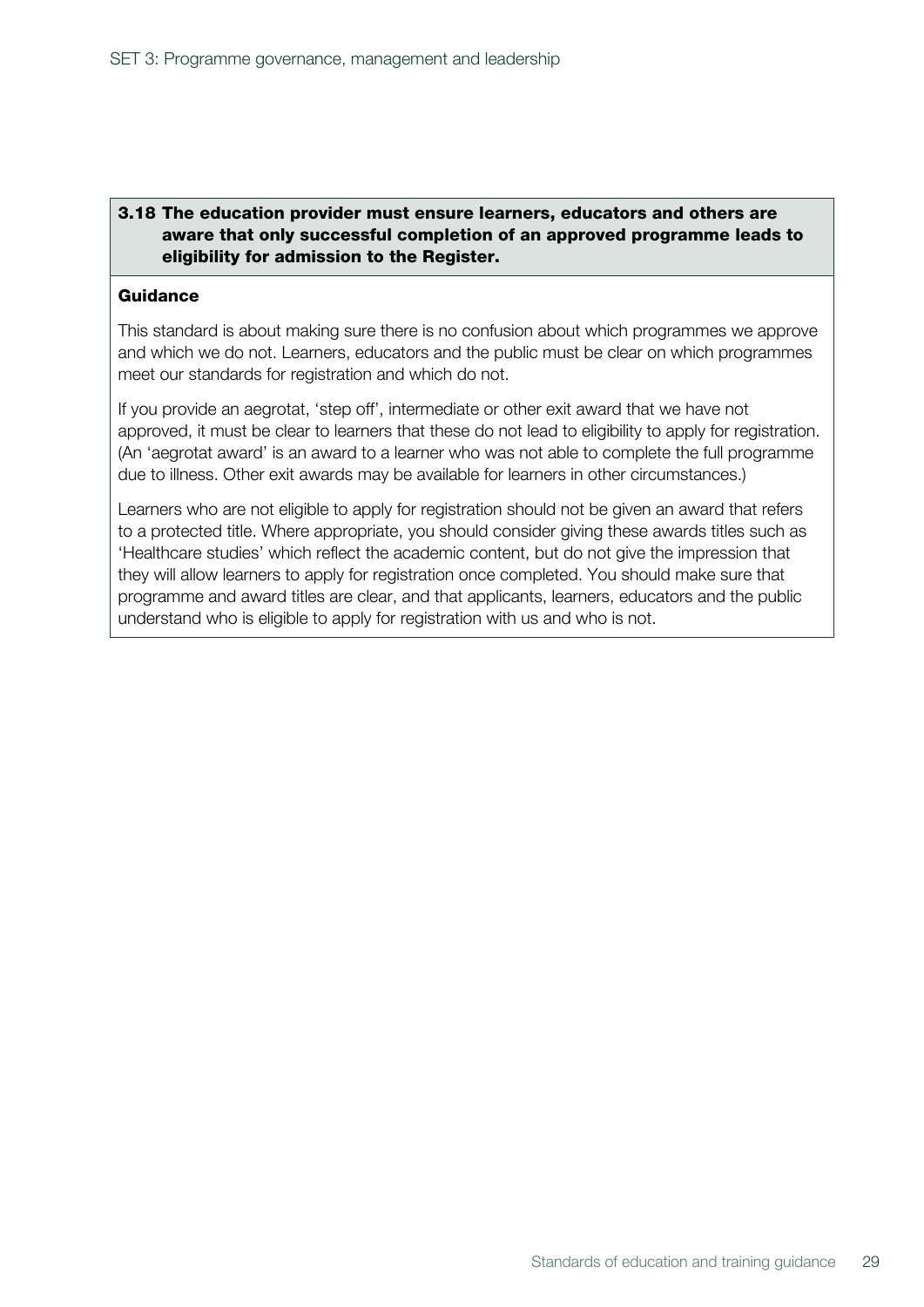**3.18 The education provider must ensure learners, educators and others are aware that only successful completion of an approved programme leads to eligibility for admission to the Register.**

**Guidance**

This standard is about making sure there is no confusion about which programmes we approve and which we do not. Learners, educators and the public must be clear on which programmes meet our standards for registration and which do not.

If you provide an aegrotat, 'step off', intermediate or other exit award that we have not approved, it must be clear to learners that these do not lead to eligibility to apply for registration. (An 'aegrotat award' is an award to a learner who was not able to complete the full programme due to illness. Other exit awards may be available for learners in other circumstances.)

Learners who are not eligible to apply for registration should not be given an award that refers to a protected title. Where appropriate, you should consider giving these awards titles such as 'Healthcare studies' which reflect the academic content, but do not give the impression that they will allow learners to apply for registration once completed. You should make sure that programme and award titles are clear, and that applicants, learners, educators and the public understand who is eligible to apply for registration with us and who is not.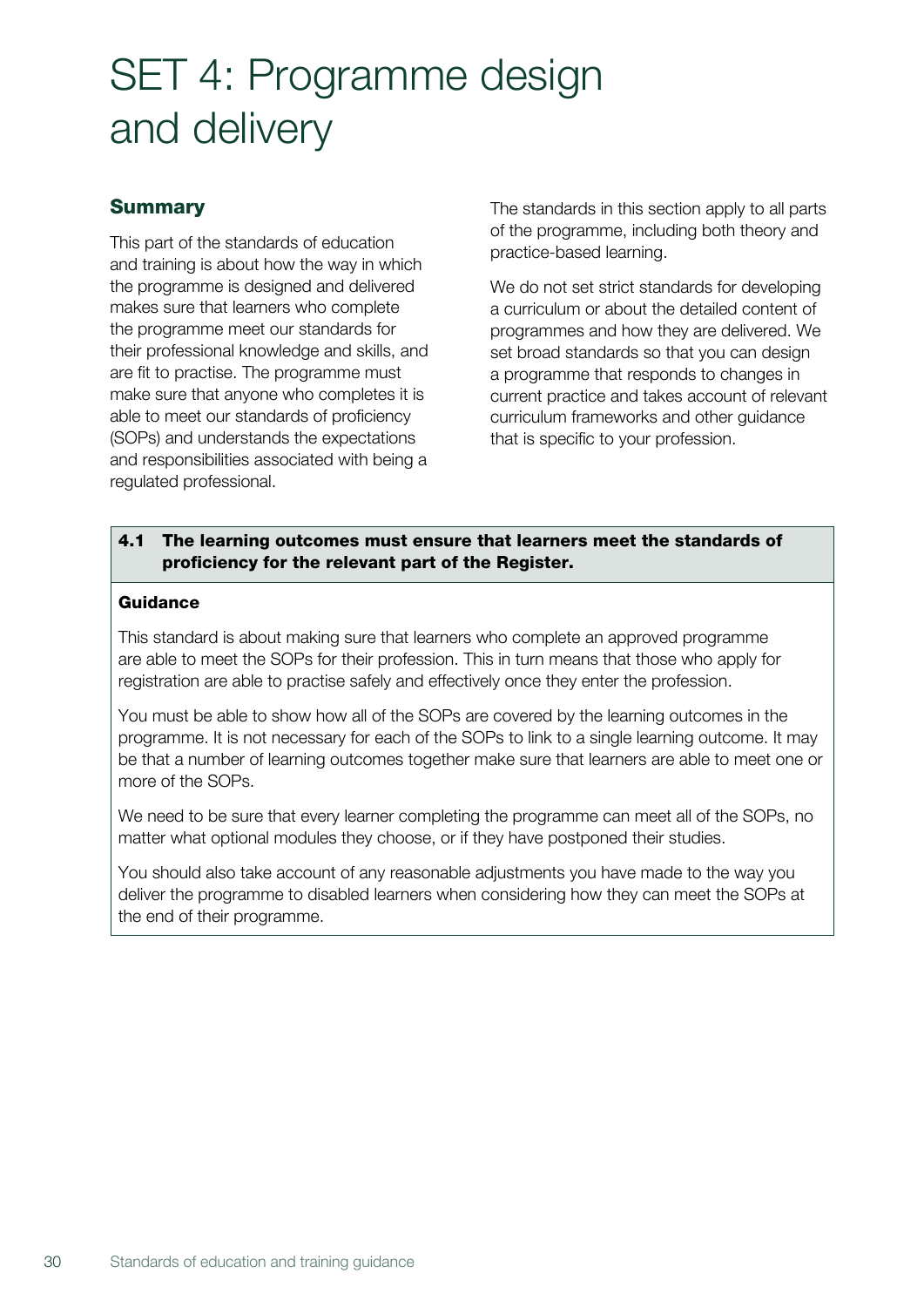# SET 4: Programme design and delivery

## Summary

This part of the standards of education and training is about how the way in which the programme is designed and delivered makes sure that learners who complete the programme meet our standards for their professional knowledge and skills, and are fit to practise. The programme must make sure that anyone who completes it is able to meet our standards of proficiency (SOPs) and understands the expectations and responsibilities associated with being a regulated professional.

The standards in this section apply to all parts of the programme, including both theory and practice-based learning.

We do not set strict standards for developing a curriculum or about the detailed content of programmes and how they are delivered. We set broad standards so that you can design a programme that responds to changes in current practice and takes account of relevant curriculum frameworks and other guidance that is specific to your profession.

**4.1 The learning outcomes must ensure that learners meet the standards of proficiency for the relevant part of the Register.**

**Guidance**

This standard is about making sure that learners who complete an approved programme are able to meet the SOPs for their profession. This in turn means that those who apply for registration are able to practise safely and effectively once they enter the profession.

You must be able to show how all of the SOPs are covered by the learning outcomes in the programme. It is not necessary for each of the SOPs to link to a single learning outcome. It may be that a number of learning outcomes together make sure that learners are able to meet one or more of the SOPs.

We need to be sure that every learner completing the programme can meet all of the SOPs, no matter what optional modules they choose, or if they have postponed their studies.

You should also take account of any reasonable adjustments you have made to the way you deliver the programme to disabled learners when considering how they can meet the SOPs at the end of their programme.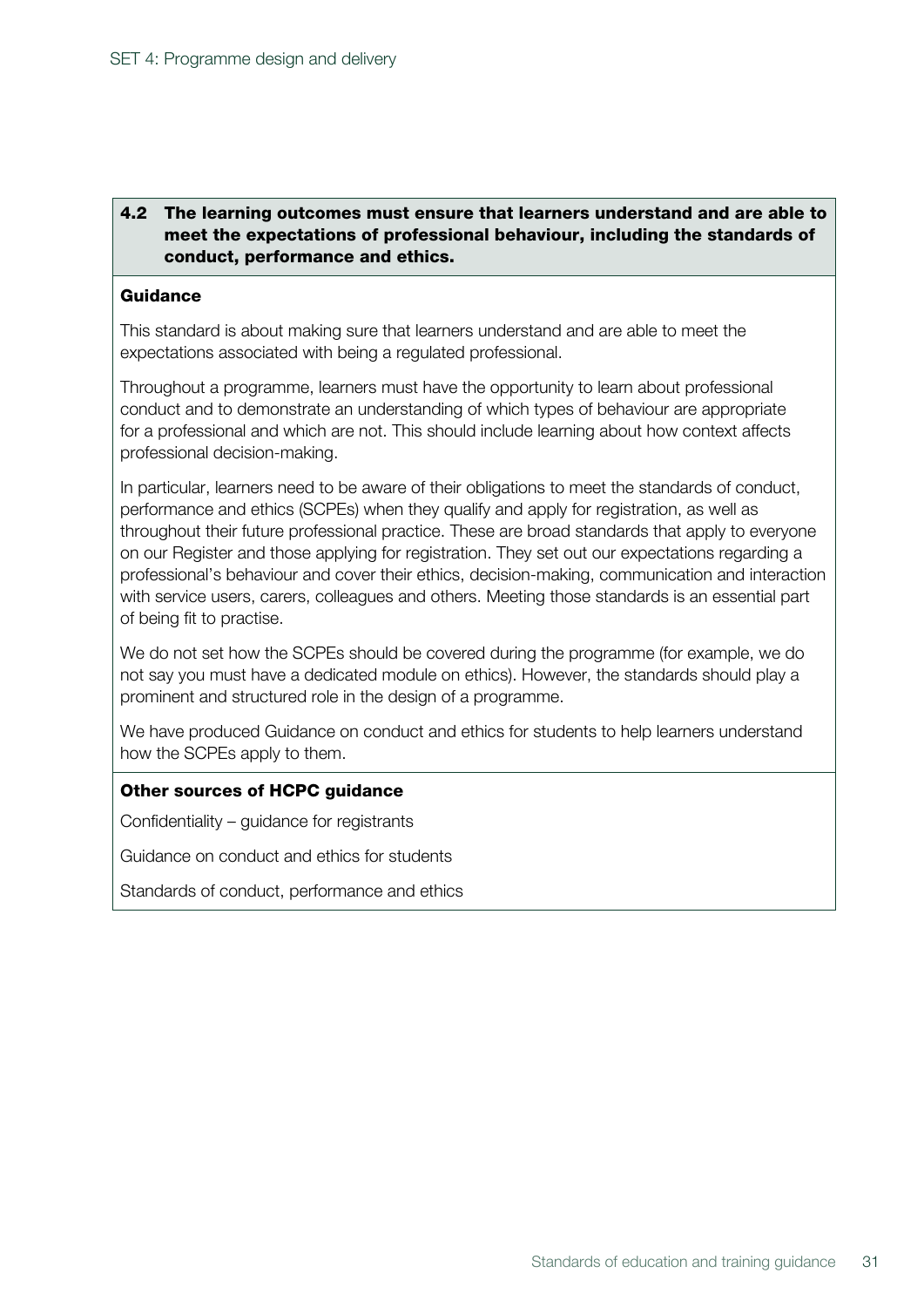**4.2 The learning outcomes must ensure that learners understand and are able to meet the expectations of professional behaviour, including the standards of conduct, performance and ethics.**

**Guidance**

This standard is about making sure that learners understand and are able to meet the expectations associated with being a regulated professional.

Throughout a programme, learners must have the opportunity to learn about professional conduct and to demonstrate an understanding of which types of behaviour are appropriate for a professional and which are not. This should include learning about how context affects professional decision-making.

In particular, learners need to be aware of their obligations to meet the standards of conduct, performance and ethics (SCPEs) when they qualify and apply for registration, as well as throughout their future professional practice. These are broad standards that apply to everyone on our Register and those applying for registration. They set out our expectations regarding a professional's behaviour and cover their ethics, decision-making, communication and interaction with service users, carers, colleagues and others. Meeting those standards is an essential part of being fit to practise.

We do not set how the SCPEs should be covered during the programme (for example, we do not say you must have a dedicated module on ethics). However, the standards should play a prominent and structured role in the design of a programme.

We have produced Guidance on conduct and ethics for students to help learners understand how the SCPEs apply to them.

**Other sources of HCPC guidance**

Confidentiality – guidance for registrants

Guidance on conduct and ethics for students

Standards of conduct, performance and ethics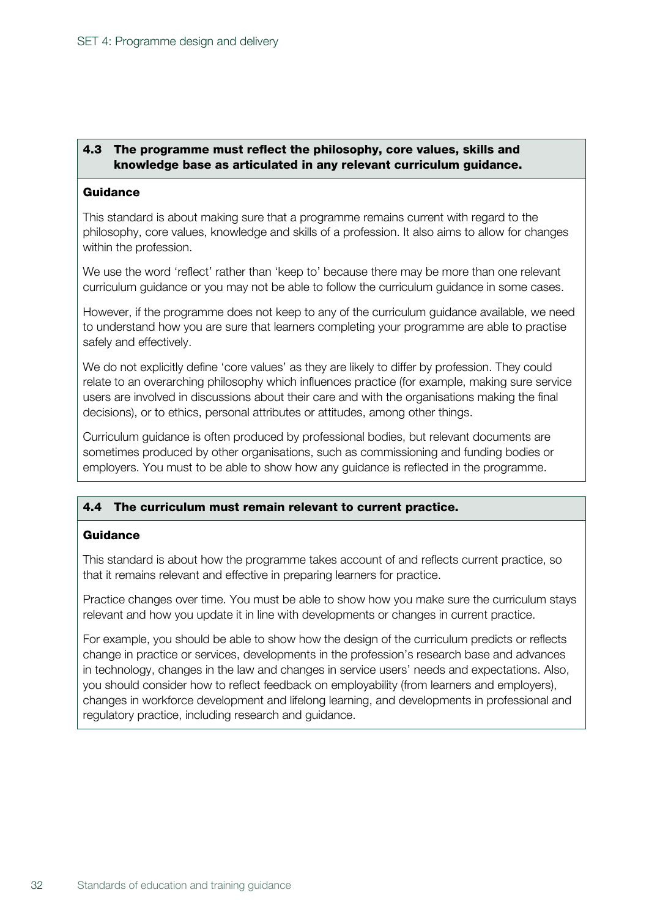### 4.3 The programme must reflect the philosophy, core values, skills and knowledge base as articulated in any relevant curriculum guidance.

**Guidance**

This standard is about making sure that a programme remains current with regard to the philosophy, core values, knowledge and skills of a profession. It also aims to allow for changes within the profession.

We use the word 'reflect' rather than 'keep to' because there may be more than one relevant curriculum guidance or you may not be able to follow the curriculum guidance in some cases.

However, if the programme does not keep to any of the curriculum guidance available, we need to understand how you are sure that learners completing your programme are able to practise safely and effectively.

We do not explicitly define 'core values' as they are likely to differ by profession. They could relate to an overarching philosophy which influences practice (for example, making sure service users are involved in discussions about their care and with the organisations making the final decisions), or to ethics, personal attributes or attitudes, among other things.

Curriculum guidance is often produced by professional bodies, but relevant documents are sometimes produced by other organisations, such as commissioning and funding bodies or employers. You must to be able to show how any guidance is reflected in the programme.

### 4.4 The curriculum must remain relevant to current practice.

**Guidance**

This standard is about how the programme takes account of and reflects current practice, so that it remains relevant and effective in preparing learners for practice.

Practice changes over time. You must be able to show how you make sure the curriculum stays relevant and how you update it in line with developments or changes in current practice.

For example, you should be able to show how the design of the curriculum predicts or reflects change in practice or services, developments in the profession's research base and advances in technology, changes in the law and changes in service users' needs and expectations. Also, you should consider how to reflect feedback on employability (from learners and employers), changes in workforce development and lifelong learning, and developments in professional and regulatory practice, including research and guidance.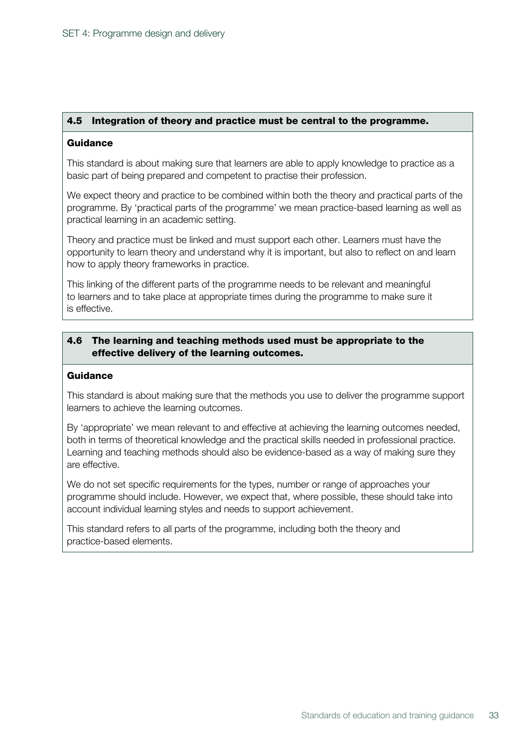### 4.5 Integration of theory and practice must be central to the programme.

**Guidance**

This standard is about making sure that learners are able to apply knowledge to practice as a basic part of being prepared and competent to practise their profession.

We expect theory and practice to be combined within both the theory and practical parts of the programme. By 'practical parts of the programme' we mean practice-based learning as well as practical learning in an academic setting.

Theory and practice must be linked and must support each other. Learners must have the opportunity to learn theory and understand why it is important, but also to reflect on and learn how to apply theory frameworks in practice.

This linking of the different parts of the programme needs to be relevant and meaningful to learners and to take place at appropriate times during the programme to make sure it is effective.

### 4.6 The learning and teaching methods used must be appropriate to the effective delivery of the learning outcomes.

**Guidance**

This standard is about making sure that the methods you use to deliver the programme support learners to achieve the learning outcomes.

By 'appropriate' we mean relevant to and effective at achieving the learning outcomes needed, both in terms of theoretical knowledge and the practical skills needed in professional practice. Learning and teaching methods should also be evidence-based as a way of making sure they are effective.

We do not set specific requirements for the types, number or range of approaches your programme should include. However, we expect that, where possible, these should take into account individual learning styles and needs to support achievement.

This standard refers to all parts of the programme, including both the theory and practice-based elements.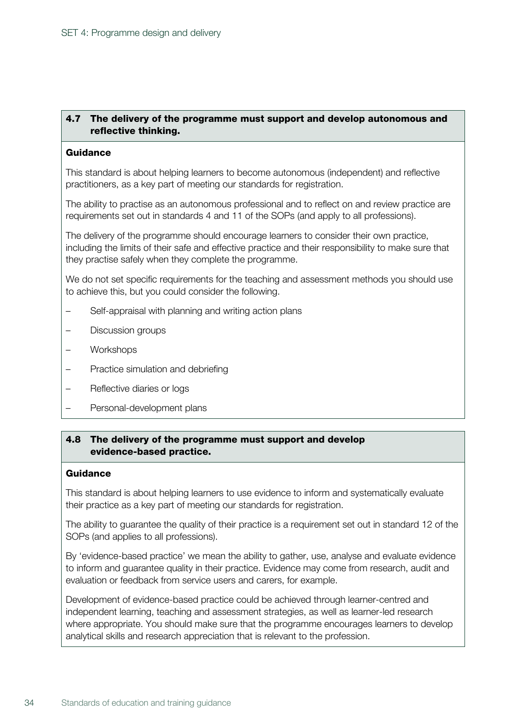### 4.7 The delivery of the programme must support and develop autonomous and reflective thinking.

**Guidance**

This standard is about helping learners to become autonomous (independent) and reflective practitioners, as a key part of meeting our standards for registration.

The ability to practise as an autonomous professional and to reflect on and review practice are requirements set out in standards 4 and 11 of the SOPs (and apply to all professions).

The delivery of the programme should encourage learners to consider their own practice, including the limits of their safe and effective practice and their responsibility to make sure that they practise safely when they complete the programme.

We do not set specific requirements for the teaching and assessment methods you should use to achieve this, but you could consider the following.

- Self-appraisal with planning and writing action plans
- Discussion groups
- Workshops
- Practice simulation and debriefing
- Reflective diaries or logs
- Personal-development plans

### 4.8 The delivery of the programme must support and develop evidence-based practice.

**Guidance**

This standard is about helping learners to use evidence to inform and systematically evaluate their practice as a key part of meeting our standards for registration.

The ability to guarantee the quality of their practice is a requirement set out in standard 12 of the SOPs (and applies to all professions).

By 'evidence-based practice' we mean the ability to gather, use, analyse and evaluate evidence to inform and guarantee quality in their practice. Evidence may come from research, audit and evaluation or feedback from service users and carers, for example.

Development of evidence-based practice could be achieved through learner-centred and independent learning, teaching and assessment strategies, as well as learner-led research where appropriate. You should make sure that the programme encourages learners to develop analytical skills and research appreciation that is relevant to the profession.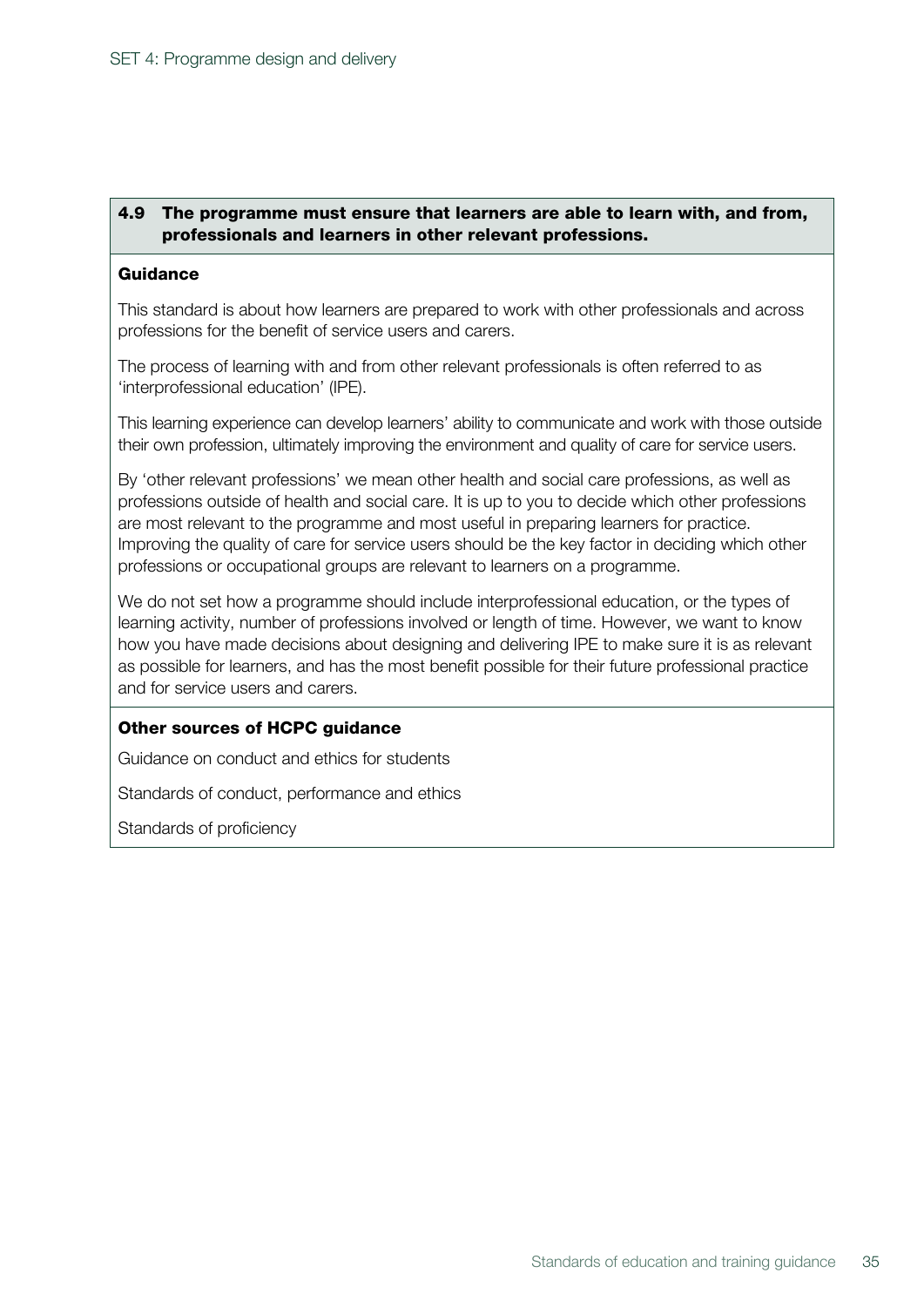### 4.9 The programme must ensure that learners are able to learn with, and from, professionals and learners in other relevant professions.

**Guidance**

This standard is about how learners are prepared to work with other professionals and across professions for the benefit of service users and carers.

The process of learning with and from other relevant professionals is often referred to as 'interprofessional education' (IPE).

This learning experience can develop learners' ability to communicate and work with those outside their own profession, ultimately improving the environment and quality of care for service users.

By 'other relevant professions' we mean other health and social care professions, as well as professions outside of health and social care. It is up to you to decide which other professions are most relevant to the programme and most useful in preparing learners for practice. Improving the quality of care for service users should be the key factor in deciding which other professions or occupational groups are relevant to learners on a programme.

We do not set how a programme should include interprofessional education, or the types of learning activity, number of professions involved or length of time. However, we want to know how you have made decisions about designing and delivering IPE to make sure it is as relevant as possible for learners, and has the most benefit possible for their future professional practice and for service users and carers.

**Other sources of HCPC guidance**

Guidance on conduct and ethics for students

Standards of conduct, performance and ethics

Standards of proficiency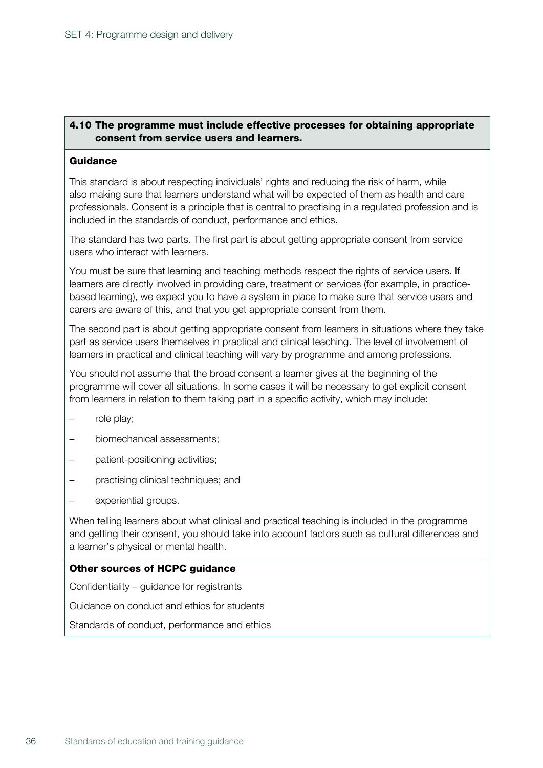### 4.10 The programme must include effective processes for obtaining appropriate consent from service users and learners.

**Guidance**

This standard is about respecting individuals' rights and reducing the risk of harm, while also making sure that learners understand what will be expected of them as health and care professionals. Consent is a principle that is central to practising in a regulated profession and is included in the standards of conduct, performance and ethics.

The standard has two parts. The first part is about getting appropriate consent from service users who interact with learners.

You must be sure that learning and teaching methods respect the rights of service users. If learners are directly involved in providing care, treatment or services (for example, in practice-based learning), we expect you to have a system in place to make sure that service users and carers are aware of this, and that you get appropriate consent from them.

The second part is about getting appropriate consent from learners in situations where they take part as service users themselves in practical and clinical teaching. The level of involvement of learners in practical and clinical teaching will vary by programme and among professions.

You should not assume that the broad consent a learner gives at the beginning of the programme will cover all situations. In some cases it will be necessary to get explicit consent from learners in relation to them taking part in a specific activity, which may include:

- role play;
- biomechanical assessments;
- patient-positioning activities;
- practising clinical techniques; and
- experiential groups.

When telling learners about what clinical and practical teaching is included in the programme and getting their consent, you should take into account factors such as cultural differences and a learner's physical or mental health.

**Other sources of HCPC guidance**

Confidentiality – guidance for registrants

Guidance on conduct and ethics for students

Standards of conduct, performance and ethics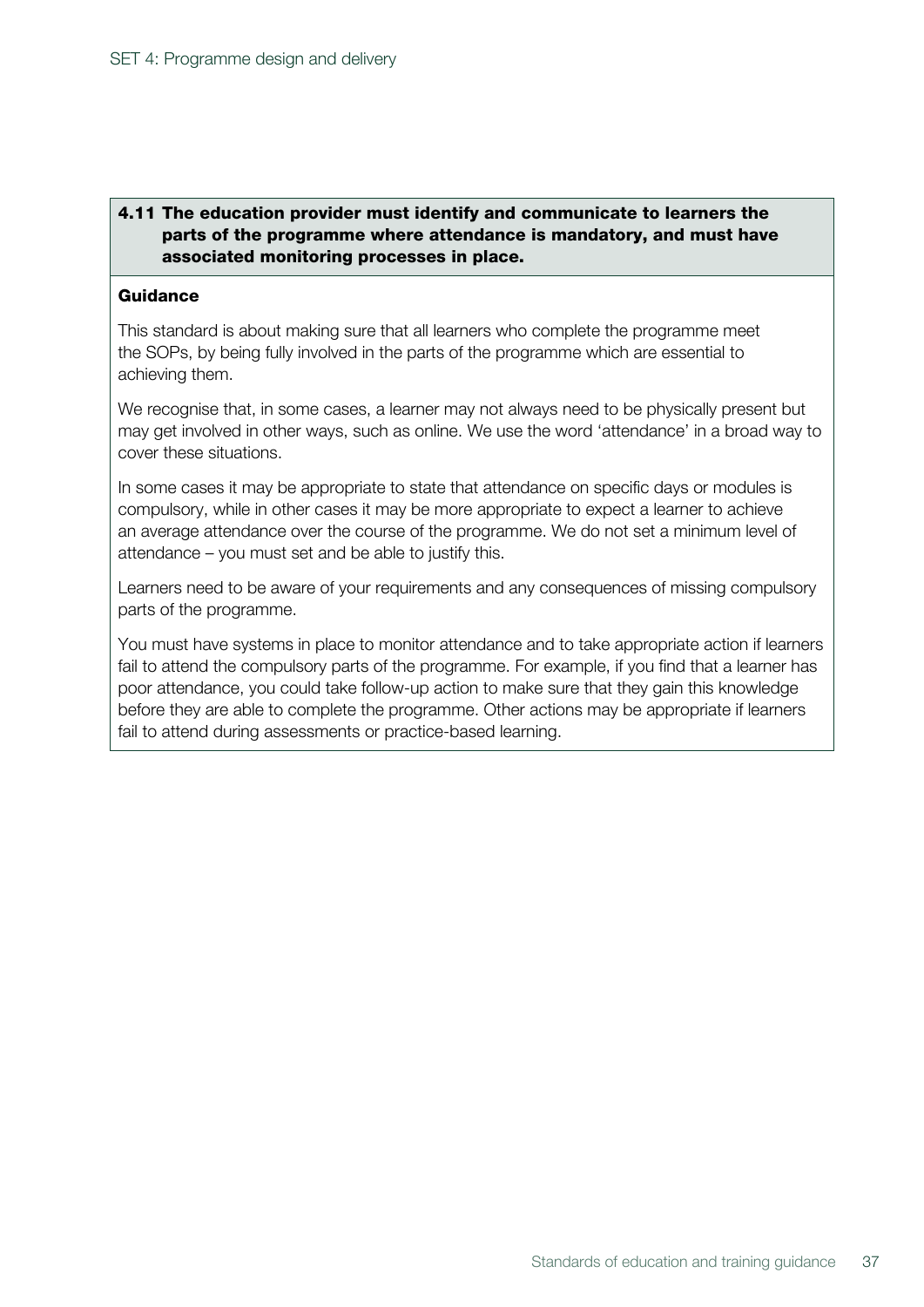**4.11 The education provider must identify and communicate to learners the parts of the programme where attendance is mandatory, and must have associated monitoring processes in place.**

**Guidance**

This standard is about making sure that all learners who complete the programme meet the SOPs, by being fully involved in the parts of the programme which are essential to achieving them.

We recognise that, in some cases, a learner may not always need to be physically present but may get involved in other ways, such as online. We use the word 'attendance' in a broad way to cover these situations.

In some cases it may be appropriate to state that attendance on specific days or modules is compulsory, while in other cases it may be more appropriate to expect a learner to achieve an average attendance over the course of the programme. We do not set a minimum level of attendance – you must set and be able to justify this.

Learners need to be aware of your requirements and any consequences of missing compulsory parts of the programme.

You must have systems in place to monitor attendance and to take appropriate action if learners fail to attend the compulsory parts of the programme. For example, if you find that a learner has poor attendance, you could take follow-up action to make sure that they gain this knowledge before they are able to complete the programme. Other actions may be appropriate if learners fail to attend during assessments or practice-based learning.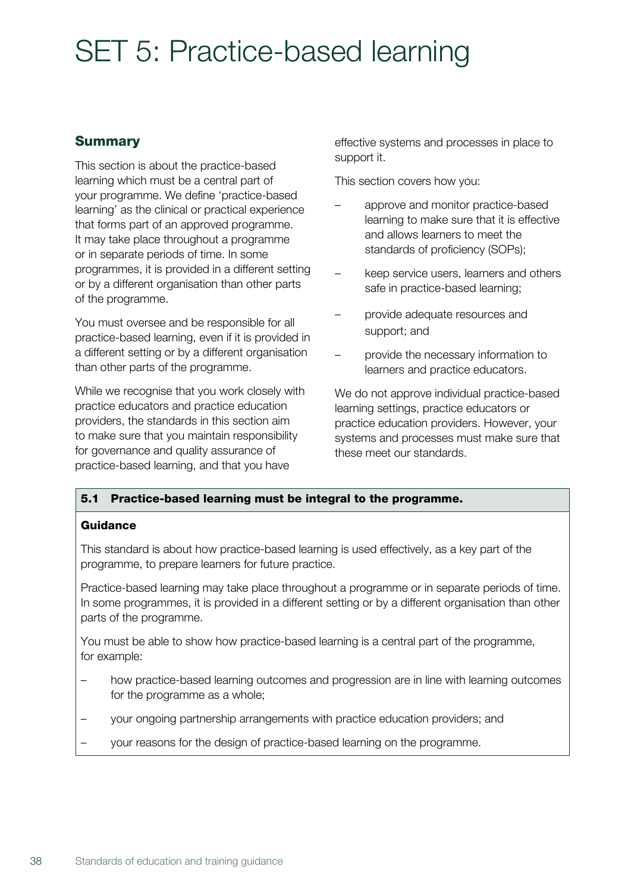# SET 5: Practice-based learning

## Summary

This section is about the practice-based learning which must be a central part of your programme. We define 'practice-based learning' as the clinical or practical experience that forms part of an approved programme. It may take place throughout a programme or in separate periods of time. In some programmes, it is provided in a different setting or by a different organisation than other parts of the programme.

You must oversee and be responsible for all practice-based learning, even if it is provided in a different setting or by a different organisation than other parts of the programme.

While we recognise that you work closely with practice educators and practice education providers, the standards in this section aim to make sure that you maintain responsibility for governance and quality assurance of practice-based learning, and that you have effective systems and processes in place to support it.

This section covers how you:

- approve and monitor practice-based learning to make sure that it is effective and allows learners to meet the standards of proficiency (SOPs);
- keep service users, learners and others safe in practice-based learning;
- provide adequate resources and support; and
- provide the necessary information to learners and practice educators.

We do not approve individual practice-based learning settings, practice educators or practice education providers. However, your systems and processes must make sure that these meet our standards.

**5.1 Practice-based learning must be integral to the programme.**

**Guidance**

This standard is about how practice-based learning is used effectively, as a key part of the programme, to prepare learners for future practice.

Practice-based learning may take place throughout a programme or in separate periods of time. In some programmes, it is provided in a different setting or by a different organisation than other parts of the programme.

You must be able to show how practice-based learning is a central part of the programme, for example:

- how practice-based learning outcomes and progression are in line with learning outcomes for the programme as a whole;
- your ongoing partnership arrangements with practice education providers; and
- your reasons for the design of practice-based learning on the programme.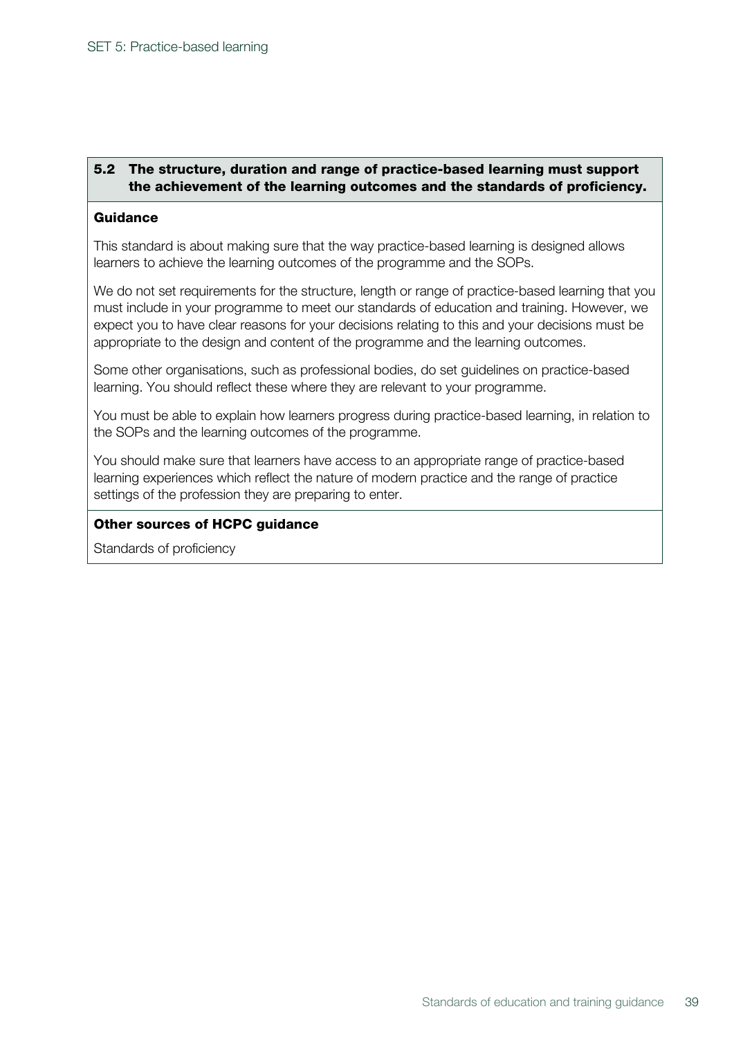**5.2 The structure, duration and range of practice-based learning must support the achievement of the learning outcomes and the standards of proficiency.**

**Guidance**

This standard is about making sure that the way practice-based learning is designed allows learners to achieve the learning outcomes of the programme and the SOPs.

We do not set requirements for the structure, length or range of practice-based learning that you must include in your programme to meet our standards of education and training. However, we expect you to have clear reasons for your decisions relating to this and your decisions must be appropriate to the design and content of the programme and the learning outcomes.

Some other organisations, such as professional bodies, do set guidelines on practice-based learning. You should reflect these where they are relevant to your programme.

You must be able to explain how learners progress during practice-based learning, in relation to the SOPs and the learning outcomes of the programme.

You should make sure that learners have access to an appropriate range of practice-based learning experiences which reflect the nature of modern practice and the range of practice settings of the profession they are preparing to enter.

**Other sources of HCPC guidance**

Standards of proficiency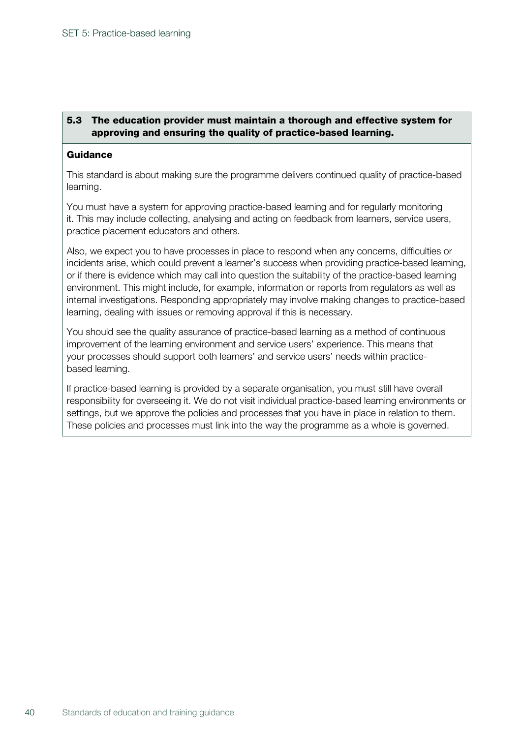**5.3 The education provider must maintain a thorough and effective system for approving and ensuring the quality of practice-based learning.**

**Guidance**

This standard is about making sure the programme delivers continued quality of practice-based learning.

You must have a system for approving practice-based learning and for regularly monitoring it. This may include collecting, analysing and acting on feedback from learners, service users, practice placement educators and others.

Also, we expect you to have processes in place to respond when any concerns, difficulties or incidents arise, which could prevent a learner's success when providing practice-based learning, or if there is evidence which may call into question the suitability of the practice-based learning environment. This might include, for example, information or reports from regulators as well as internal investigations. Responding appropriately may involve making changes to practice-based learning, dealing with issues or removing approval if this is necessary.

You should see the quality assurance of practice-based learning as a method of continuous improvement of the learning environment and service users' experience. This means that your processes should support both learners' and service users' needs within practice-based learning.

If practice-based learning is provided by a separate organisation, you must still have overall responsibility for overseeing it. We do not visit individual practice-based learning environments or settings, but we approve the policies and processes that you have in place in relation to them. These policies and processes must link into the way the programme as a whole is governed.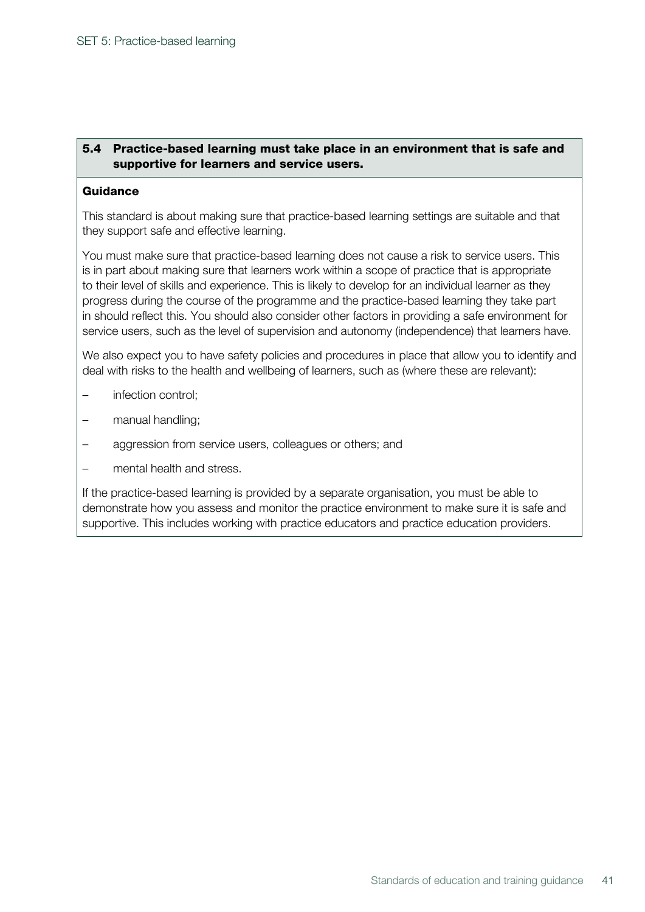**5.4 Practice-based learning must take place in an environment that is safe and supportive for learners and service users.**

**Guidance**

This standard is about making sure that practice-based learning settings are suitable and that they support safe and effective learning.

You must make sure that practice-based learning does not cause a risk to service users. This is in part about making sure that learners work within a scope of practice that is appropriate to their level of skills and experience. This is likely to develop for an individual learner as they progress during the course of the programme and the practice-based learning they take part in should reflect this. You should also consider other factors in providing a safe environment for service users, such as the level of supervision and autonomy (independence) that learners have.

We also expect you to have safety policies and procedures in place that allow you to identify and deal with risks to the health and wellbeing of learners, such as (where these are relevant):

- infection control;
- manual handling;
- aggression from service users, colleagues or others; and
- mental health and stress.

If the practice-based learning is provided by a separate organisation, you must be able to demonstrate how you assess and monitor the practice environment to make sure it is safe and supportive. This includes working with practice educators and practice education providers.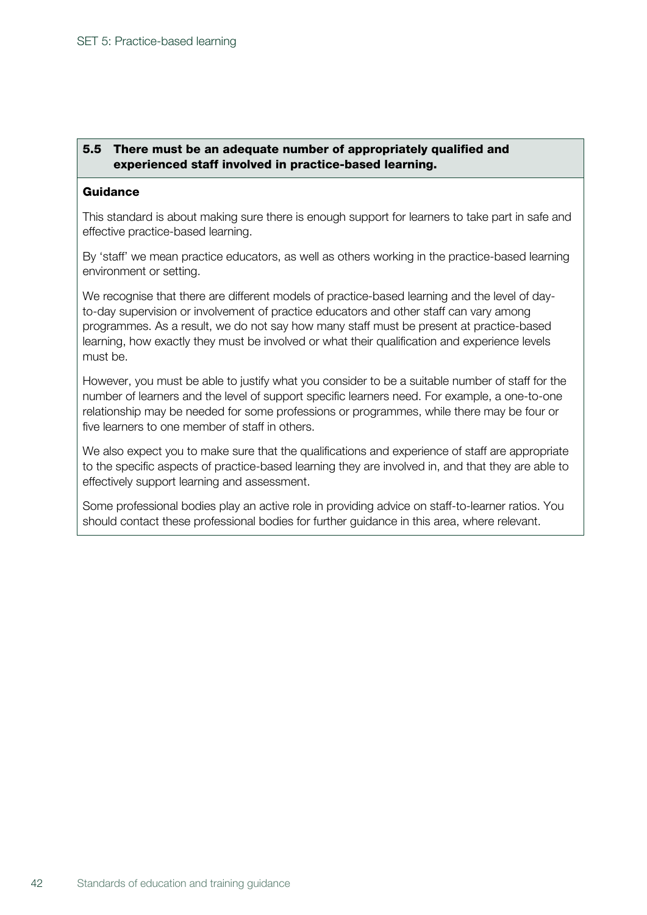### 5.5 There must be an adequate number of appropriately qualified and experienced staff involved in practice-based learning.

**Guidance**

This standard is about making sure there is enough support for learners to take part in safe and effective practice-based learning.

By 'staff' we mean practice educators, as well as others working in the practice-based learning environment or setting.

We recognise that there are different models of practice-based learning and the level of day-to-day supervision or involvement of practice educators and other staff can vary among programmes. As a result, we do not say how many staff must be present at practice-based learning, how exactly they must be involved or what their qualification and experience levels must be.

However, you must be able to justify what you consider to be a suitable number of staff for the number of learners and the level of support specific learners need. For example, a one-to-one relationship may be needed for some professions or programmes, while there may be four or five learners to one member of staff in others.

We also expect you to make sure that the qualifications and experience of staff are appropriate to the specific aspects of practice-based learning they are involved in, and that they are able to effectively support learning and assessment.

Some professional bodies play an active role in providing advice on staff-to-learner ratios. You should contact these professional bodies for further guidance in this area, where relevant.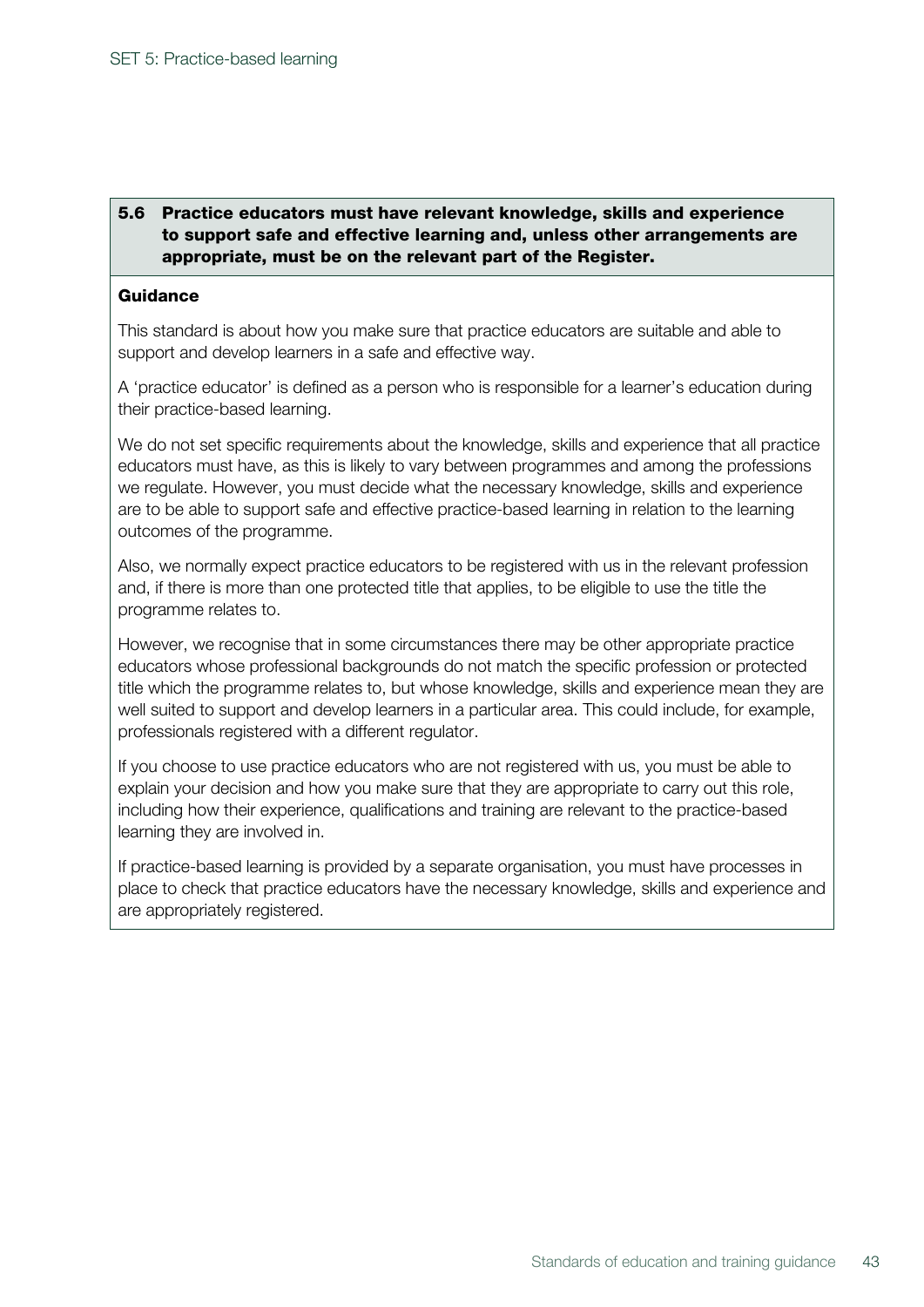**5.6 Practice educators must have relevant knowledge, skills and experience to support safe and effective learning and, unless other arrangements are appropriate, must be on the relevant part of the Register.**

**Guidance**

This standard is about how you make sure that practice educators are suitable and able to support and develop learners in a safe and effective way.

A 'practice educator' is defined as a person who is responsible for a learner's education during their practice-based learning.

We do not set specific requirements about the knowledge, skills and experience that all practice educators must have, as this is likely to vary between programmes and among the professions we regulate. However, you must decide what the necessary knowledge, skills and experience are to be able to support safe and effective practice-based learning in relation to the learning outcomes of the programme.

Also, we normally expect practice educators to be registered with us in the relevant profession and, if there is more than one protected title that applies, to be eligible to use the title the programme relates to.

However, we recognise that in some circumstances there may be other appropriate practice educators whose professional backgrounds do not match the specific profession or protected title which the programme relates to, but whose knowledge, skills and experience mean they are well suited to support and develop learners in a particular area. This could include, for example, professionals registered with a different regulator.

If you choose to use practice educators who are not registered with us, you must be able to explain your decision and how you make sure that they are appropriate to carry out this role, including how their experience, qualifications and training are relevant to the practice-based learning they are involved in.

If practice-based learning is provided by a separate organisation, you must have processes in place to check that practice educators have the necessary knowledge, skills and experience and are appropriately registered.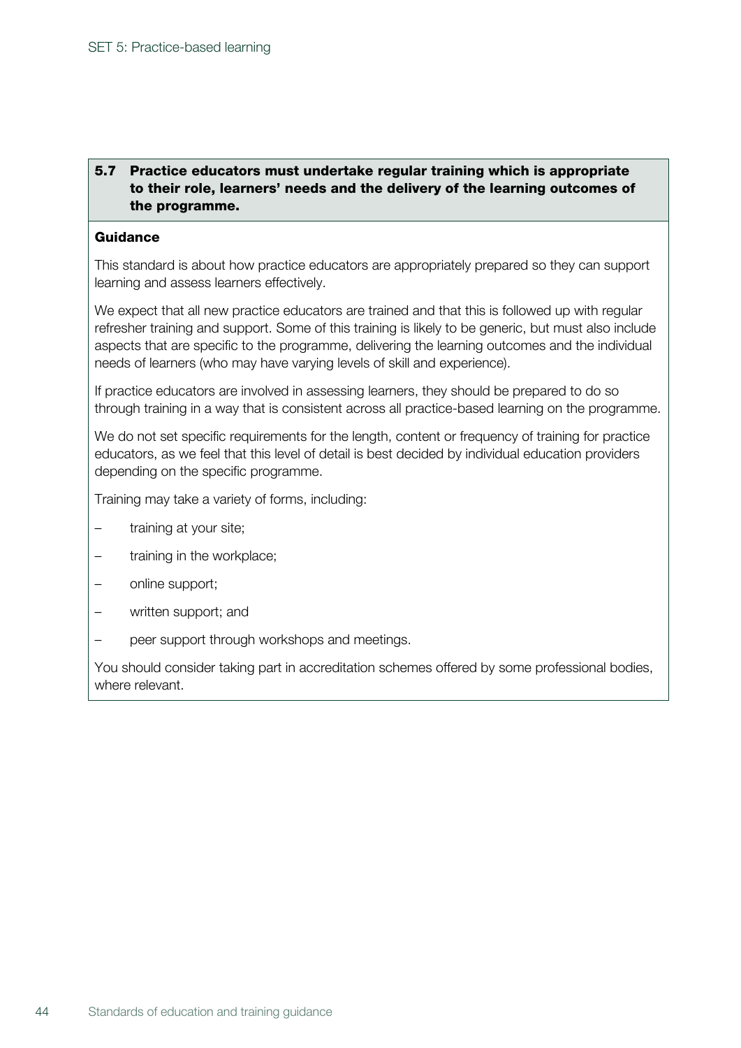### 5.7 Practice educators must undertake regular training which is appropriate to their role, learners' needs and the delivery of the learning outcomes of the programme.

**Guidance**

This standard is about how practice educators are appropriately prepared so they can support learning and assess learners effectively.

We expect that all new practice educators are trained and that this is followed up with regular refresher training and support. Some of this training is likely to be generic, but must also include aspects that are specific to the programme, delivering the learning outcomes and the individual needs of learners (who may have varying levels of skill and experience).

If practice educators are involved in assessing learners, they should be prepared to do so through training in a way that is consistent across all practice-based learning on the programme.

We do not set specific requirements for the length, content or frequency of training for practice educators, as we feel that this level of detail is best decided by individual education providers depending on the specific programme.

Training may take a variety of forms, including:

- training at your site;
- training in the workplace;
- online support;
- written support; and
- peer support through workshops and meetings.

You should consider taking part in accreditation schemes offered by some professional bodies, where relevant.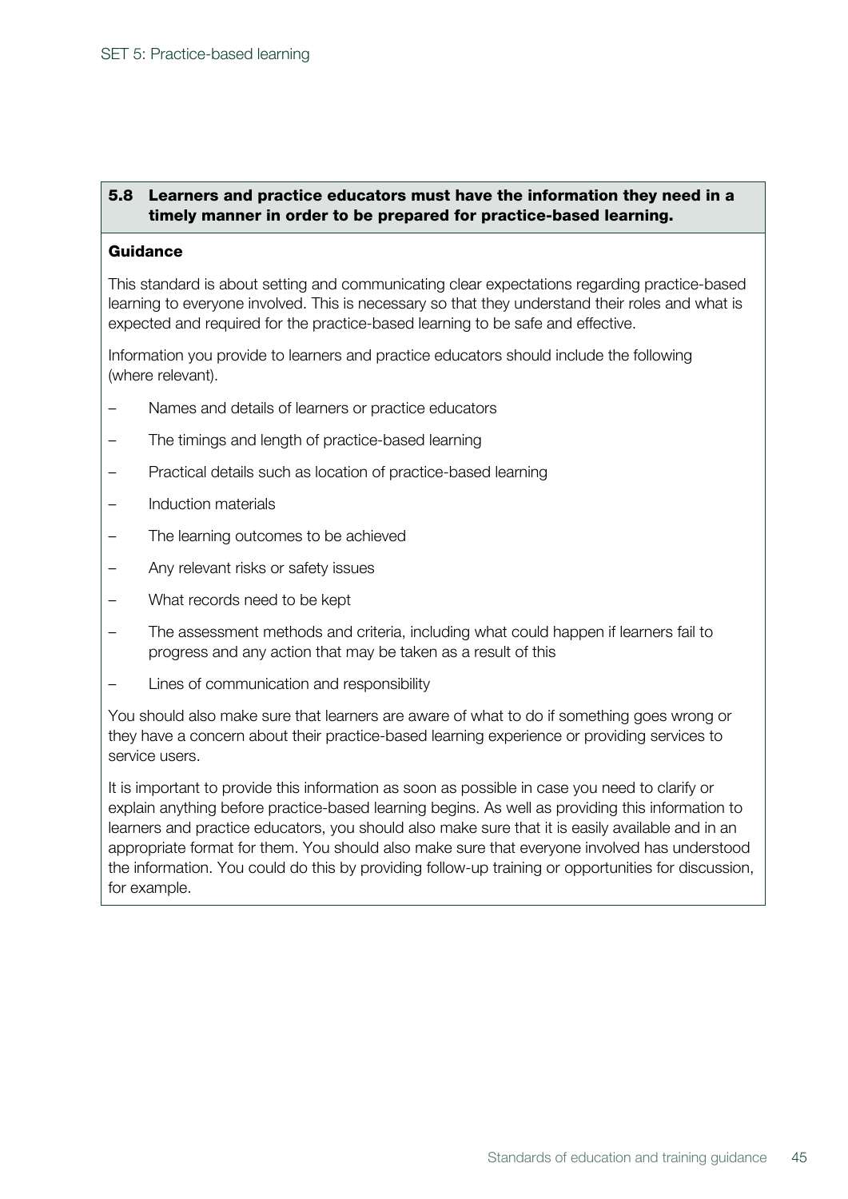### 5.8 Learners and practice educators must have the information they need in a timely manner in order to be prepared for practice-based learning.

**Guidance**

This standard is about setting and communicating clear expectations regarding practice-based learning to everyone involved. This is necessary so that they understand their roles and what is expected and required for the practice-based learning to be safe and effective.

Information you provide to learners and practice educators should include the following (where relevant).

- Names and details of learners or practice educators
- The timings and length of practice-based learning
- Practical details such as location of practice-based learning
- Induction materials
- The learning outcomes to be achieved
- Any relevant risks or safety issues
- What records need to be kept
- The assessment methods and criteria, including what could happen if learners fail to progress and any action that may be taken as a result of this
- Lines of communication and responsibility

You should also make sure that learners are aware of what to do if something goes wrong or they have a concern about their practice-based learning experience or providing services to service users.

It is important to provide this information as soon as possible in case you need to clarify or explain anything before practice-based learning begins. As well as providing this information to learners and practice educators, you should also make sure that it is easily available and in an appropriate format for them. You should also make sure that everyone involved has understood the information. You could do this by providing follow-up training or opportunities for discussion, for example.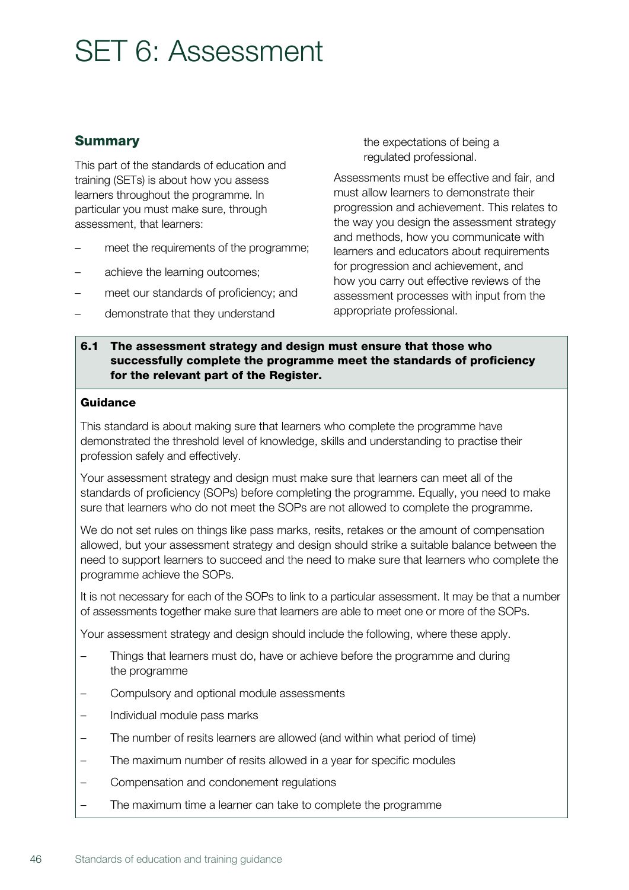# SET 6: Assessment

## Summary

This part of the standards of education and training (SETs) is about how you assess learners throughout the programme. In particular you must make sure, through assessment, that learners:

- meet the requirements of the programme;
- achieve the learning outcomes;
- meet our standards of proficiency; and
- demonstrate that they understand the expectations of being a regulated professional.

Assessments must be effective and fair, and must allow learners to demonstrate their progression and achievement. This relates to the way you design the assessment strategy and methods, how you communicate with learners and educators about requirements for progression and achievement, and how you carry out effective reviews of the assessment processes with input from the appropriate professional.

**6.1 The assessment strategy and design must ensure that those who successfully complete the programme meet the standards of proficiency for the relevant part of the Register.**

**Guidance**

This standard is about making sure that learners who complete the programme have demonstrated the threshold level of knowledge, skills and understanding to practise their profession safely and effectively.

Your assessment strategy and design must make sure that learners can meet all of the standards of proficiency (SOPs) before completing the programme. Equally, you need to make sure that learners who do not meet the SOPs are not allowed to complete the programme.

We do not set rules on things like pass marks, resits, retakes or the amount of compensation allowed, but your assessment strategy and design should strike a suitable balance between the need to support learners to succeed and the need to make sure that learners who complete the programme achieve the SOPs.

It is not necessary for each of the SOPs to link to a particular assessment. It may be that a number of assessments together make sure that learners are able to meet one or more of the SOPs.

Your assessment strategy and design should include the following, where these apply.

- Things that learners must do, have or achieve before the programme and during the programme
- Compulsory and optional module assessments
- Individual module pass marks
- The number of resits learners are allowed (and within what period of time)
- The maximum number of resits allowed in a year for specific modules
- Compensation and condonement regulations
- The maximum time a learner can take to complete the programme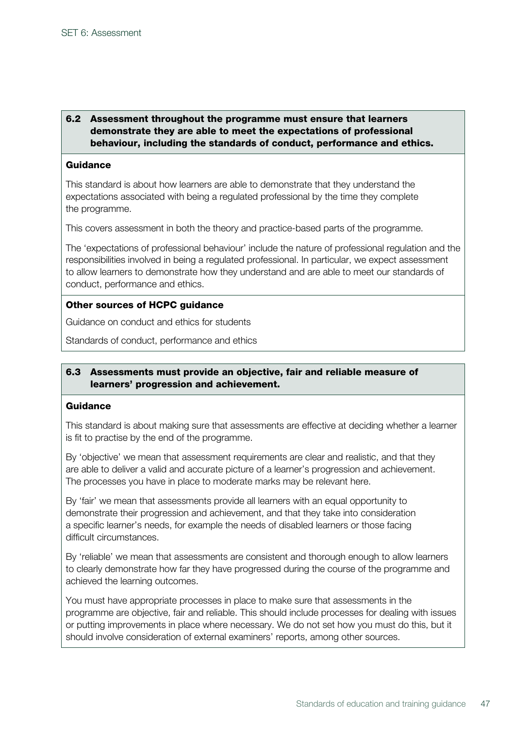### 6.2 Assessment throughout the programme must ensure that learners demonstrate they are able to meet the expectations of professional behaviour, including the standards of conduct, performance and ethics.

**Guidance**

This standard is about how learners are able to demonstrate that they understand the expectations associated with being a regulated professional by the time they complete the programme.

This covers assessment in both the theory and practice-based parts of the programme.

The 'expectations of professional behaviour' include the nature of professional regulation and the responsibilities involved in being a regulated professional. In particular, we expect assessment to allow learners to demonstrate how they understand and are able to meet our standards of conduct, performance and ethics.

**Other sources of HCPC guidance**

Guidance on conduct and ethics for students

Standards of conduct, performance and ethics

### 6.3 Assessments must provide an objective, fair and reliable measure of learners' progression and achievement.

**Guidance**

This standard is about making sure that assessments are effective at deciding whether a learner is fit to practise by the end of the programme.

By 'objective' we mean that assessment requirements are clear and realistic, and that they are able to deliver a valid and accurate picture of a learner's progression and achievement. The processes you have in place to moderate marks may be relevant here.

By 'fair' we mean that assessments provide all learners with an equal opportunity to demonstrate their progression and achievement, and that they take into consideration a specific learner's needs, for example the needs of disabled learners or those facing difficult circumstances.

By 'reliable' we mean that assessments are consistent and thorough enough to allow learners to clearly demonstrate how far they have progressed during the course of the programme and achieved the learning outcomes.

You must have appropriate processes in place to make sure that assessments in the programme are objective, fair and reliable. This should include processes for dealing with issues or putting improvements in place where necessary. We do not set how you must do this, but it should involve consideration of external examiners' reports, among other sources.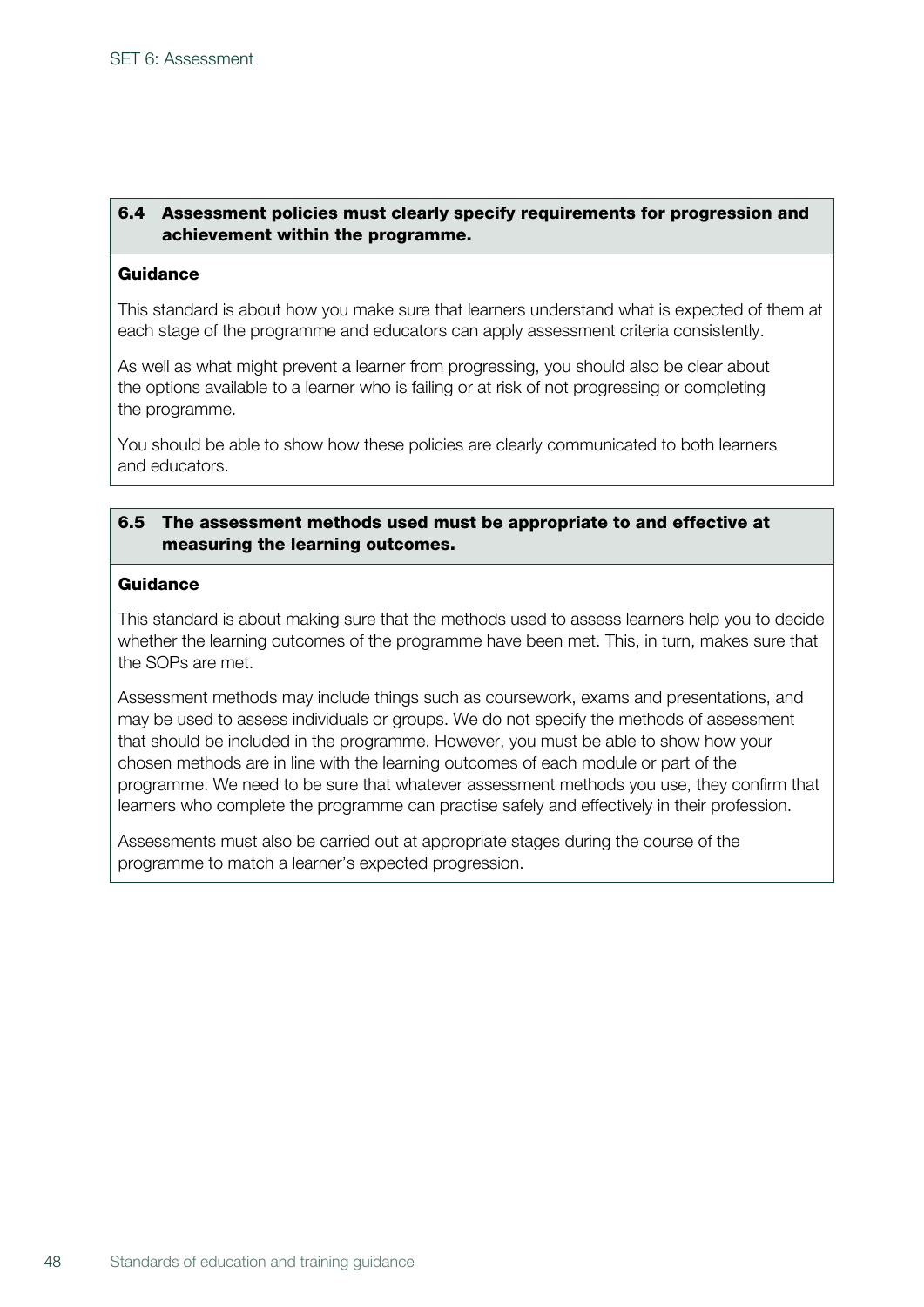### 6.4 Assessment policies must clearly specify requirements for progression and achievement within the programme.

**Guidance**

This standard is about how you make sure that learners understand what is expected of them at each stage of the programme and educators can apply assessment criteria consistently.

As well as what might prevent a learner from progressing, you should also be clear about the options available to a learner who is failing or at risk of not progressing or completing the programme.

You should be able to show how these policies are clearly communicated to both learners and educators.

### 6.5 The assessment methods used must be appropriate to and effective at measuring the learning outcomes.

**Guidance**

This standard is about making sure that the methods used to assess learners help you to decide whether the learning outcomes of the programme have been met. This, in turn, makes sure that the SOPs are met.

Assessment methods may include things such as coursework, exams and presentations, and may be used to assess individuals or groups. We do not specify the methods of assessment that should be included in the programme. However, you must be able to show how your chosen methods are in line with the learning outcomes of each module or part of the programme. We need to be sure that whatever assessment methods you use, they confirm that learners who complete the programme can practise safely and effectively in their profession.

Assessments must also be carried out at appropriate stages during the course of the programme to match a learner's expected progression.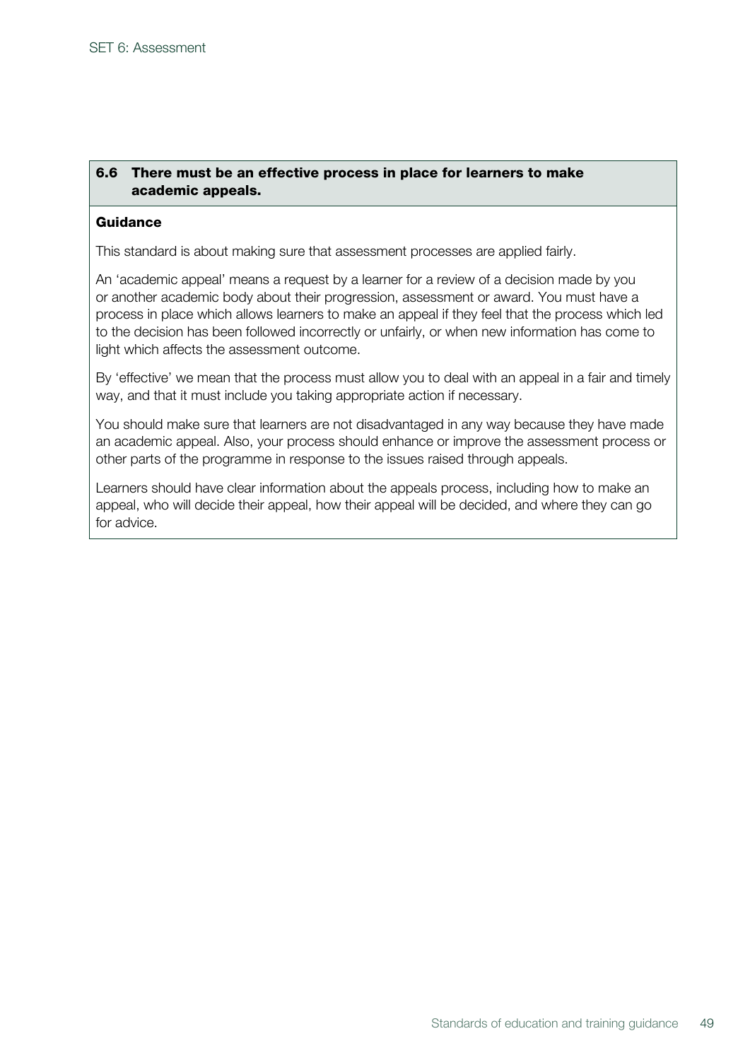**6.6 There must be an effective process in place for learners to make academic appeals.**

**Guidance**

This standard is about making sure that assessment processes are applied fairly.

An 'academic appeal' means a request by a learner for a review of a decision made by you or another academic body about their progression, assessment or award. You must have a process in place which allows learners to make an appeal if they feel that the process which led to the decision has been followed incorrectly or unfairly, or when new information has come to light which affects the assessment outcome.

By 'effective' we mean that the process must allow you to deal with an appeal in a fair and timely way, and that it must include you taking appropriate action if necessary.

You should make sure that learners are not disadvantaged in any way because they have made an academic appeal. Also, your process should enhance or improve the assessment process or other parts of the programme in response to the issues raised through appeals.

Learners should have clear information about the appeals process, including how to make an appeal, who will decide their appeal, how their appeal will be decided, and where they can go for advice.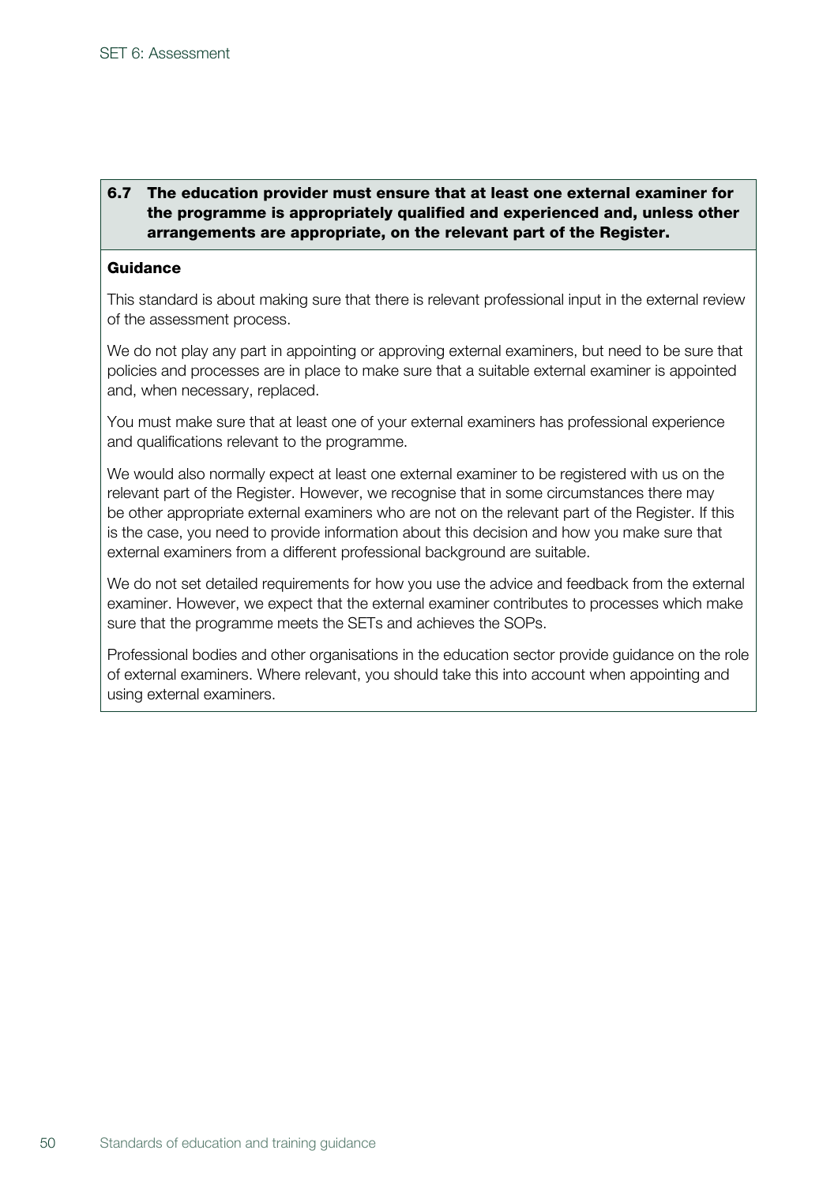**6.7 The education provider must ensure that at least one external examiner for the programme is appropriately qualified and experienced and, unless other arrangements are appropriate, on the relevant part of the Register.**

**Guidance**

This standard is about making sure that there is relevant professional input in the external review of the assessment process.

We do not play any part in appointing or approving external examiners, but need to be sure that policies and processes are in place to make sure that a suitable external examiner is appointed and, when necessary, replaced.

You must make sure that at least one of your external examiners has professional experience and qualifications relevant to the programme.

We would also normally expect at least one external examiner to be registered with us on the relevant part of the Register. However, we recognise that in some circumstances there may be other appropriate external examiners who are not on the relevant part of the Register. If this is the case, you need to provide information about this decision and how you make sure that external examiners from a different professional background are suitable.

We do not set detailed requirements for how you use the advice and feedback from the external examiner. However, we expect that the external examiner contributes to processes which make sure that the programme meets the SETs and achieves the SOPs.

Professional bodies and other organisations in the education sector provide guidance on the role of external examiners. Where relevant, you should take this into account when appointing and using external examiners.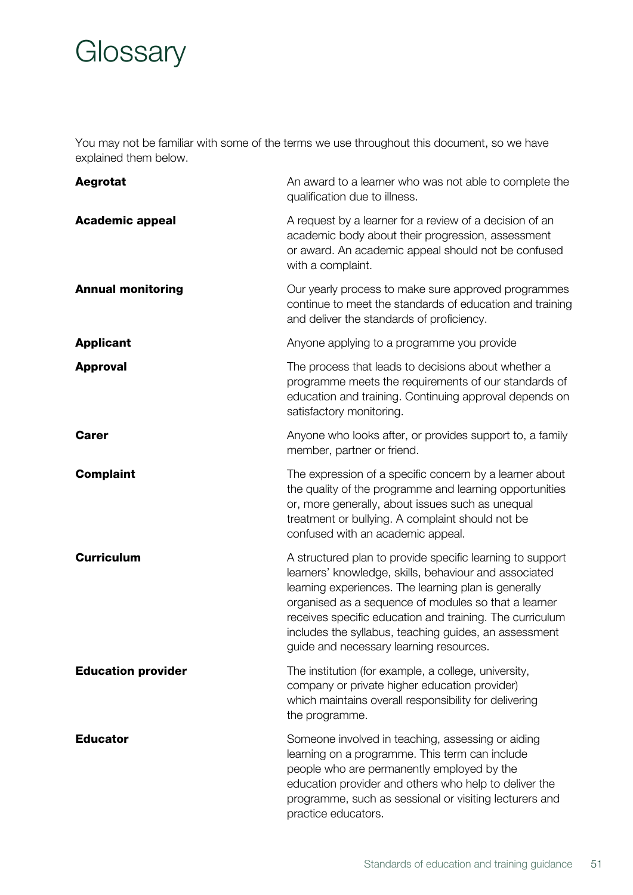# Glossary

You may not be familiar with some of the terms we use throughout this document, so we have explained them below.

**Aegrotat**
An award to a learner who was not able to complete the qualification due to illness.

**Academic appeal**
A request by a learner for a review of a decision of an academic body about their progression, assessment or award. An academic appeal should not be confused with a complaint.

**Annual monitoring**
Our yearly process to make sure approved programmes continue to meet the standards of education and training and deliver the standards of proficiency.

**Applicant**
Anyone applying to a programme you provide

**Approval**
The process that leads to decisions about whether a programme meets the requirements of our standards of education and training. Continuing approval depends on satisfactory monitoring.

**Carer**
Anyone who looks after, or provides support to, a family member, partner or friend.

**Complaint**
The expression of a specific concern by a learner about the quality of the programme and learning opportunities or, more generally, about issues such as unequal treatment or bullying. A complaint should not be confused with an academic appeal.

**Curriculum**
A structured plan to provide specific learning to support learners' knowledge, skills, behaviour and associated learning experiences. The learning plan is generally organised as a sequence of modules so that a learner receives specific education and training. The curriculum includes the syllabus, teaching guides, an assessment guide and necessary learning resources.

**Education provider**
The institution (for example, a college, university, company or private higher education provider) which maintains overall responsibility for delivering the programme.

**Educator**
Someone involved in teaching, assessing or aiding learning on a programme. This term can include people who are permanently employed by the education provider and others who help to deliver the programme, such as sessional or visiting lecturers and practice educators.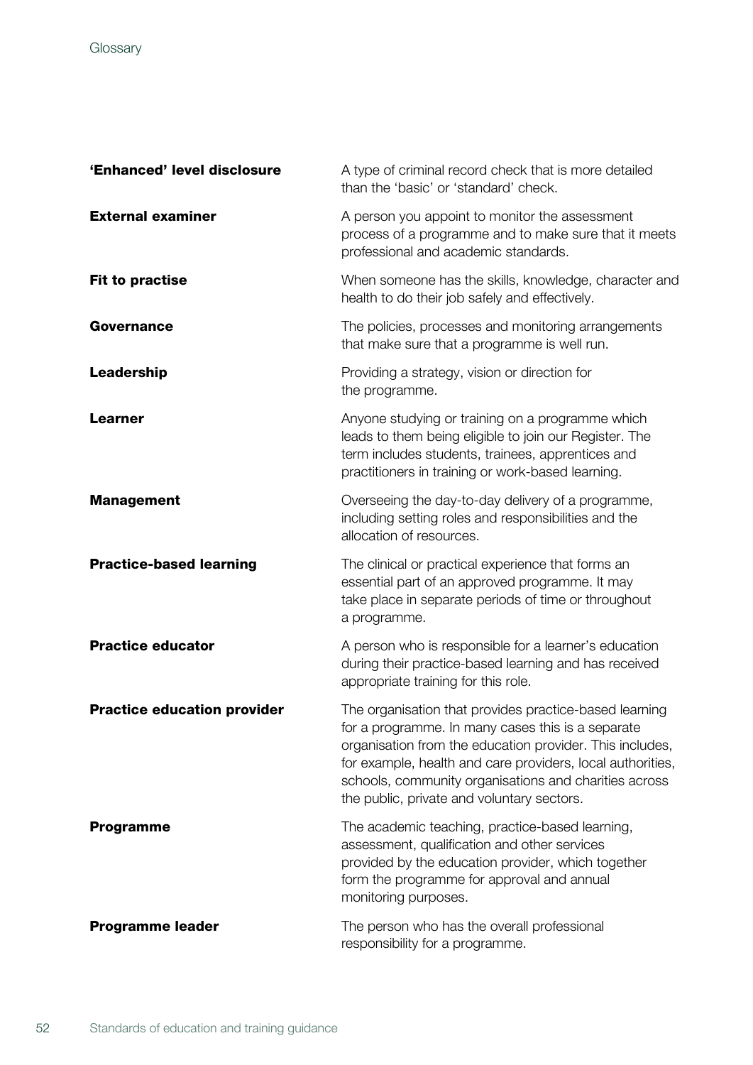| | |
|---|---|
| **'Enhanced' level disclosure** | A type of criminal record check that is more detailed than the 'basic' or 'standard' check. |
| **External examiner** | A person you appoint to monitor the assessment process of a programme and to make sure that it meets professional and academic standards. |
| **Fit to practise** | When someone has the skills, knowledge, character and health to do their job safely and effectively. |
| **Governance** | The policies, processes and monitoring arrangements that make sure that a programme is well run. |
| **Leadership** | Providing a strategy, vision or direction for the programme. |
| **Learner** | Anyone studying or training on a programme which leads to them being eligible to join our Register. The term includes students, trainees, apprentices and practitioners in training or work-based learning. |
| **Management** | Overseeing the day-to-day delivery of a programme, including setting roles and responsibilities and the allocation of resources. |
| **Practice-based learning** | The clinical or practical experience that forms an essential part of an approved programme. It may take place in separate periods of time or throughout a programme. |
| **Practice educator** | A person who is responsible for a learner's education during their practice-based learning and has received appropriate training for this role. |
| **Practice education provider** | The organisation that provides practice-based learning for a programme. In many cases this is a separate organisation from the education provider. This includes, for example, health and care providers, local authorities, schools, community organisations and charities across the public, private and voluntary sectors. |
| **Programme** | The academic teaching, practice-based learning, assessment, qualification and other services provided by the education provider, which together form the programme for approval and annual monitoring purposes. |
| **Programme leader** | The person who has the overall professional responsibility for a programme. |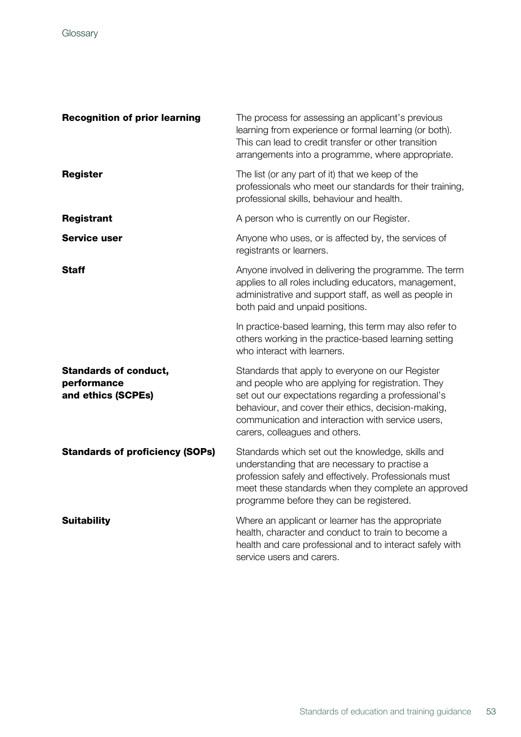| | |
|---|---|
| **Recognition of prior learning** | The process for assessing an applicant's previous learning from experience or formal learning (or both). This can lead to credit transfer or other transition arrangements into a programme, where appropriate. |
| **Register** | The list (or any part of it) that we keep of the professionals who meet our standards for their training, professional skills, behaviour and health. |
| **Registrant** | A person who is currently on our Register. |
| **Service user** | Anyone who uses, or is affected by, the services of registrants or learners. |
| **Staff** | Anyone involved in delivering the programme. The term applies to all roles including educators, management, administrative and support staff, as well as people in both paid and unpaid positions.<br><br>In practice-based learning, this term may also refer to others working in the practice-based learning setting who interact with learners. |
| **Standards of conduct, performance and ethics (SCPEs)** | Standards that apply to everyone on our Register and people who are applying for registration. They set out our expectations regarding a professional's behaviour, and cover their ethics, decision-making, communication and interaction with service users, carers, colleagues and others. |
| **Standards of proficiency (SOPs)** | Standards which set out the knowledge, skills and understanding that are necessary to practise a profession safely and effectively. Professionals must meet these standards when they complete an approved programme before they can be registered. |
| **Suitability** | Where an applicant or learner has the appropriate health, character and conduct to train to become a health and care professional and to interact safely with service users and carers. |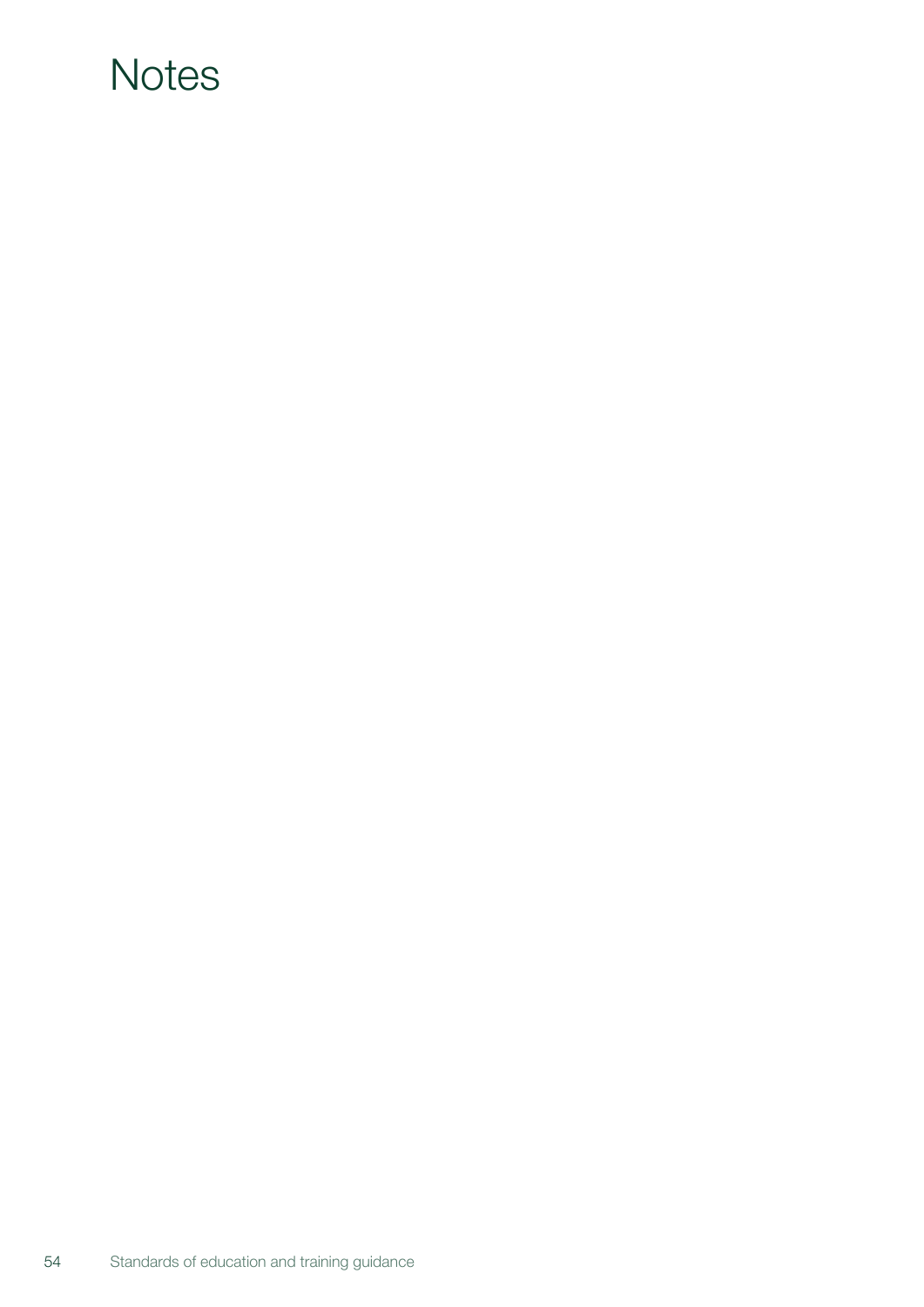# Notes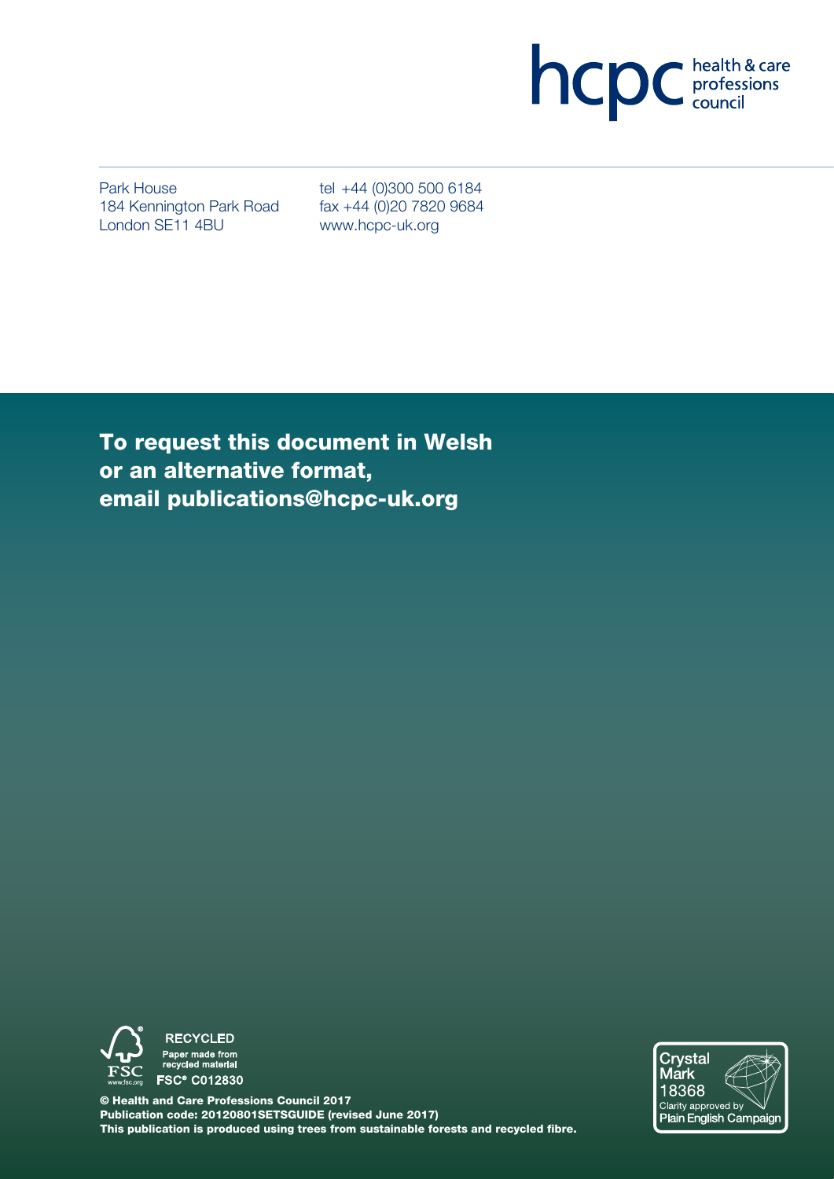hcpc health & care professions council

Park House
184 Kennington Park Road
London SE11 4BU

tel +44 (0)300 500 6184
fax +44 (0)20 7820 9684
www.hcpc-uk.org

**To request this document in Welsh or an alternative format, email publications@hcpc-uk.org**

RECYCLED
Paper made from recycled material
FSC® C012830

**© Health and Care Professions Council 2017**
**Publication code: 20120801SETSGUIDE (revised June 2017)**
**This publication is produced using trees from sustainable forests and recycled fibre.**

Crystal Mark 18368
Clarity approved by Plain English Campaign